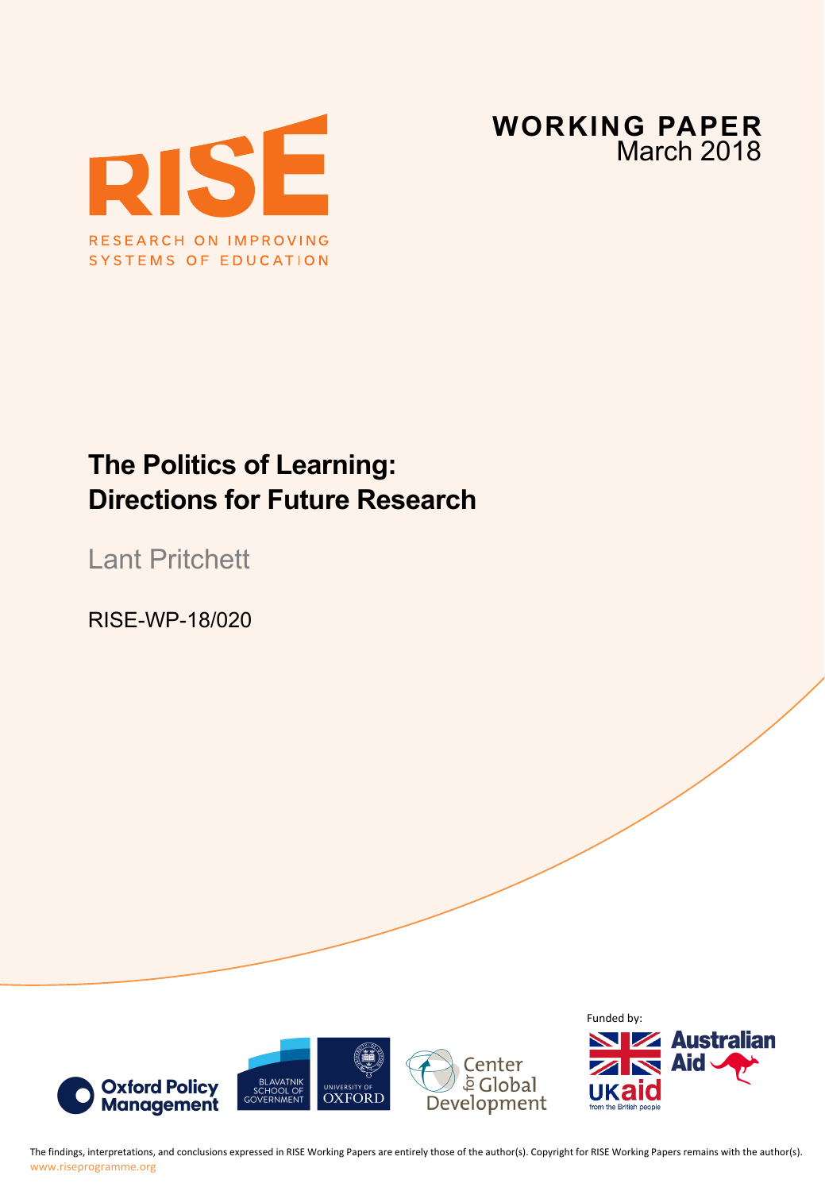RISE

RESEARCH ON IMPROVING SYSTEMS OF EDUCATION

**WORKING PAPER**
March 2018

# The Politics of Learning: Directions for Future Research

Lant Pritchett

RISE-WP-18/020

Funded by:

The findings, interpretations, and conclusions expressed in RISE Working Papers are entirely those of the author(s). Copyright for RISE Working Papers remains with the author(s).
www.riseprogramme.org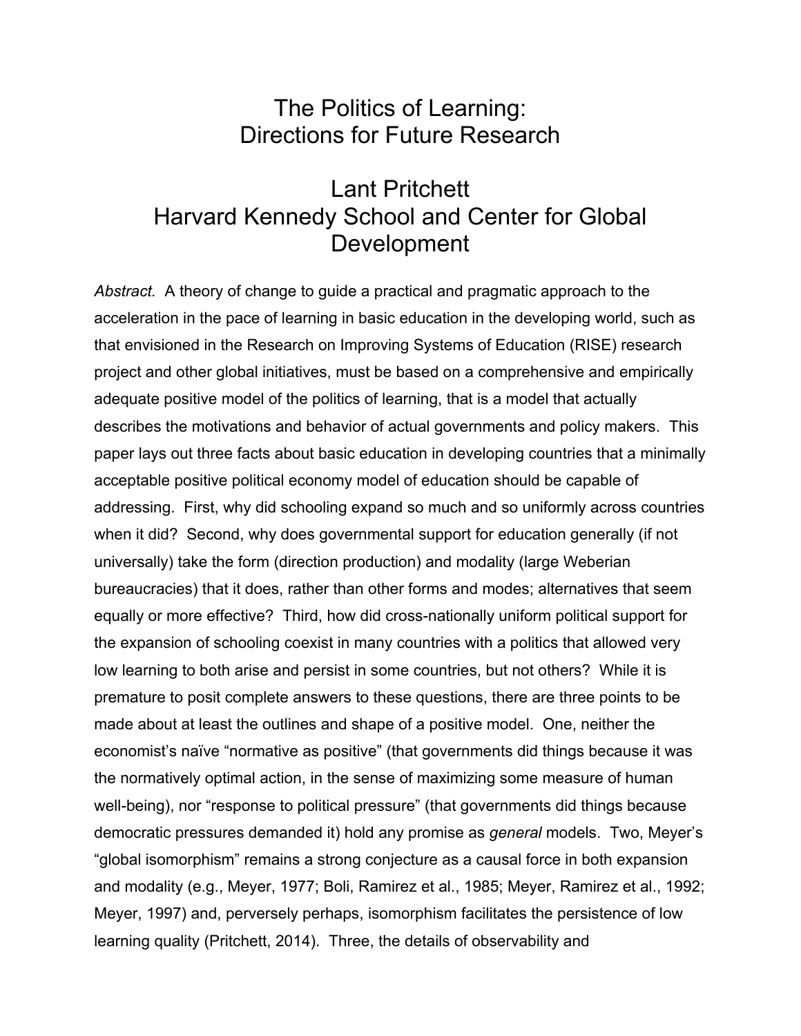# The Politics of Learning: Directions for Future Research

## Lant Pritchett
## Harvard Kennedy School and Center for Global Development

*Abstract.* A theory of change to guide a practical and pragmatic approach to the acceleration in the pace of learning in basic education in the developing world, such as that envisioned in the Research on Improving Systems of Education (RISE) research project and other global initiatives, must be based on a comprehensive and empirically adequate positive model of the politics of learning, that is a model that actually describes the motivations and behavior of actual governments and policy makers. This paper lays out three facts about basic education in developing countries that a minimally acceptable positive political economy model of education should be capable of addressing. First, why did schooling expand so much and so uniformly across countries when it did? Second, why does governmental support for education generally (if not universally) take the form (direction production) and modality (large Weberian bureaucracies) that it does, rather than other forms and modes; alternatives that seem equally or more effective? Third, how did cross-nationally uniform political support for the expansion of schooling coexist in many countries with a politics that allowed very low learning to both arise and persist in some countries, but not others? While it is premature to posit complete answers to these questions, there are three points to be made about at least the outlines and shape of a positive model. One, neither the economist's naïve "normative as positive" (that governments did things because it was the normatively optimal action, in the sense of maximizing some measure of human well-being), nor "response to political pressure" (that governments did things because democratic pressures demanded it) hold any promise as *general* models. Two, Meyer's "global isomorphism" remains a strong conjecture as a causal force in both expansion and modality (e.g., Meyer, 1977; Boli, Ramirez et al., 1985; Meyer, Ramirez et al., 1992; Meyer, 1997) and, perversely perhaps, isomorphism facilitates the persistence of low learning quality (Pritchett, 2014). Three, the details of observability and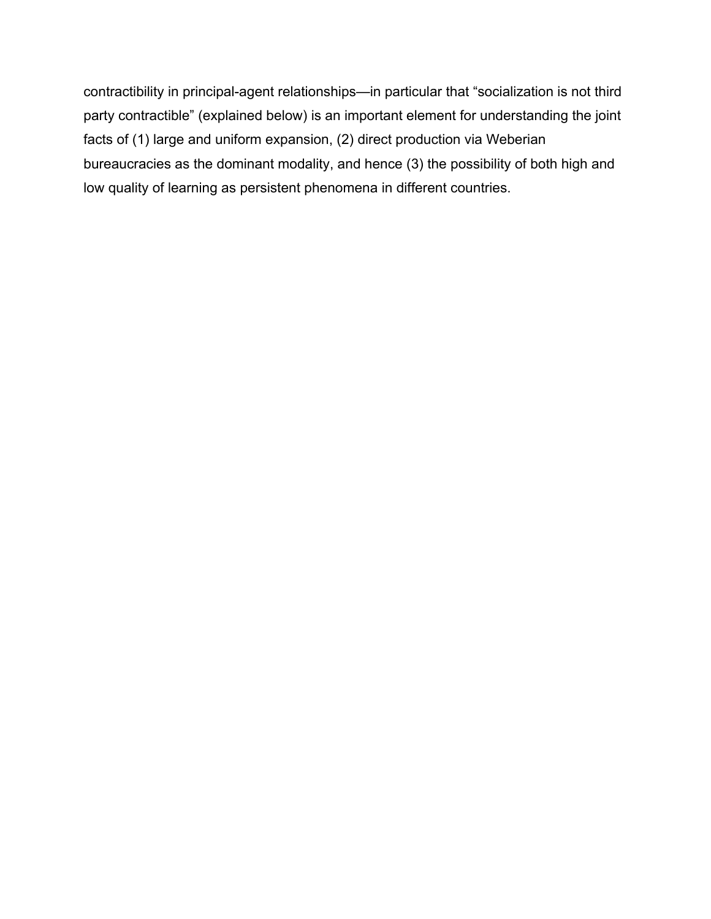contractibility in principal-agent relationships—in particular that "socialization is not third party contractible" (explained below) is an important element for understanding the joint facts of (1) large and uniform expansion, (2) direct production via Weberian bureaucracies as the dominant modality, and hence (3) the possibility of both high and low quality of learning as persistent phenomena in different countries.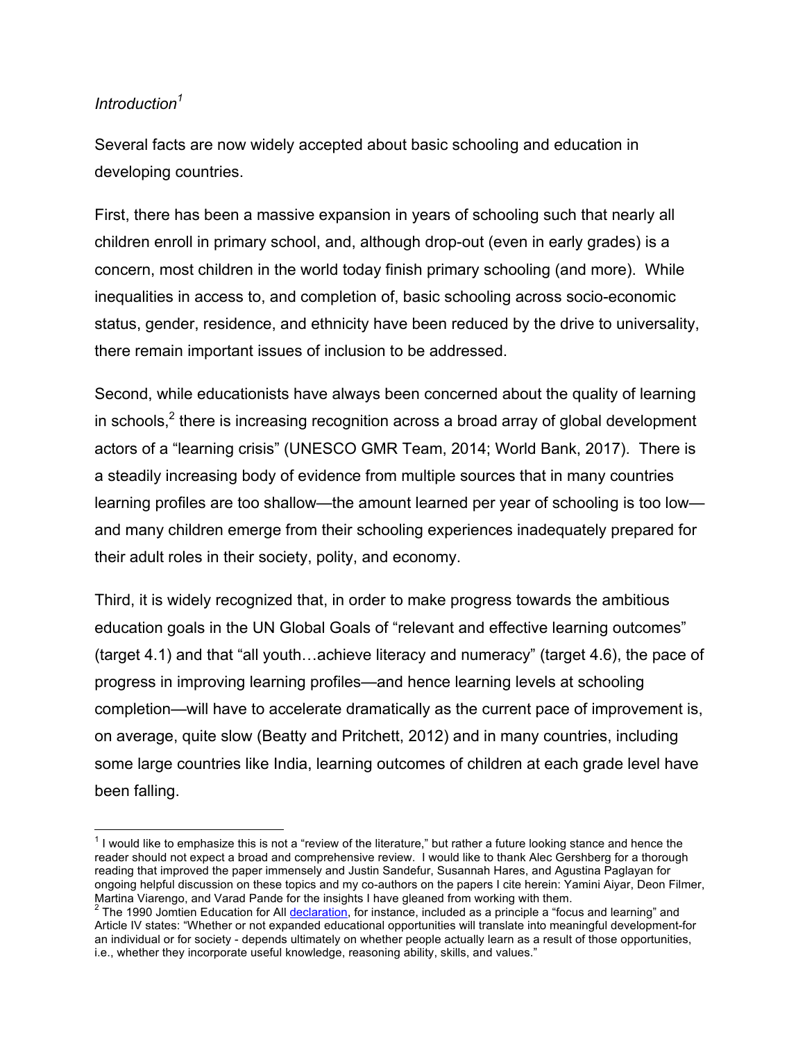*Introduction*[1]

Several facts are now widely accepted about basic schooling and education in developing countries.

First, there has been a massive expansion in years of schooling such that nearly all children enroll in primary school, and, although drop-out (even in early grades) is a concern, most children in the world today finish primary schooling (and more). While inequalities in access to, and completion of, basic schooling across socio-economic status, gender, residence, and ethnicity have been reduced by the drive to universality, there remain important issues of inclusion to be addressed.

Second, while educationists have always been concerned about the quality of learning in schools,[2] there is increasing recognition across a broad array of global development actors of a "learning crisis" (UNESCO GMR Team, 2014; World Bank, 2017). There is a steadily increasing body of evidence from multiple sources that in many countries learning profiles are too shallow—the amount learned per year of schooling is too low—and many children emerge from their schooling experiences inadequately prepared for their adult roles in their society, polity, and economy.

Third, it is widely recognized that, in order to make progress towards the ambitious education goals in the UN Global Goals of "relevant and effective learning outcomes" (target 4.1) and that "all youth…achieve literacy and numeracy" (target 4.6), the pace of progress in improving learning profiles—and hence learning levels at schooling completion—will have to accelerate dramatically as the current pace of improvement is, on average, quite slow (Beatty and Pritchett, 2012) and in many countries, including some large countries like India, learning outcomes of children at each grade level have been falling.

---

[1] I would like to emphasize this is not a "review of the literature," but rather a future looking stance and hence the reader should not expect a broad and comprehensive review. I would like to thank Alec Gershberg for a thorough reading that improved the paper immensely and Justin Sandefur, Susannah Hares, and Agustina Paglayan for ongoing helpful discussion on these topics and my co-authors on the papers I cite herein: Yamini Aiyar, Deon Filmer, Martina Viarengo, and Varad Pande for the insights I have gleaned from working with them.

[2] The 1990 Jomtien Education for All declaration, for instance, included as a principle a "focus and learning" and Article IV states: "Whether or not expanded educational opportunities will translate into meaningful development-for an individual or for society - depends ultimately on whether people actually learn as a result of those opportunities, i.e., whether they incorporate useful knowledge, reasoning ability, skills, and values."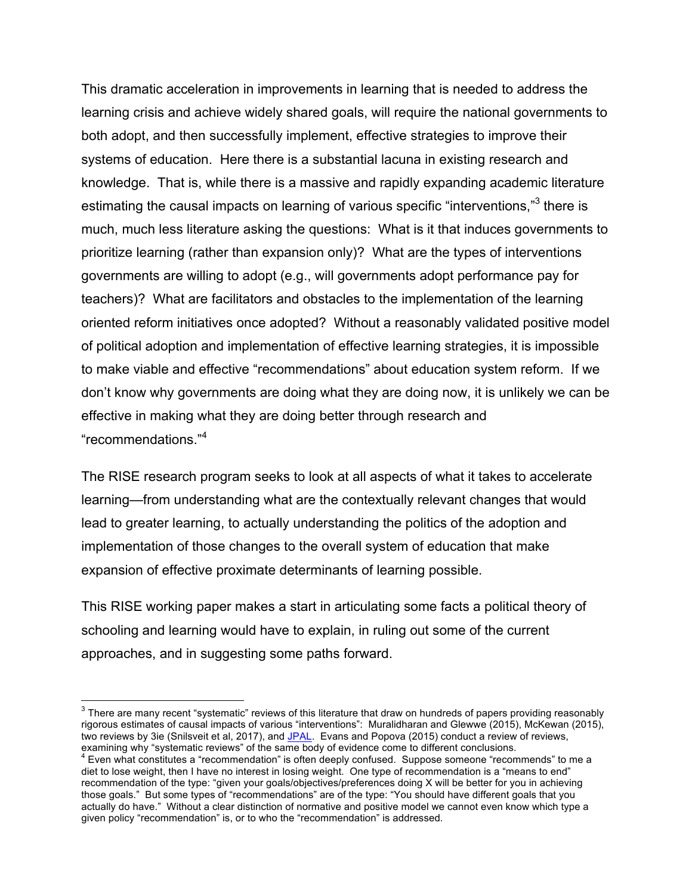This dramatic acceleration in improvements in learning that is needed to address the learning crisis and achieve widely shared goals, will require the national governments to both adopt, and then successfully implement, effective strategies to improve their systems of education. Here there is a substantial lacuna in existing research and knowledge. That is, while there is a massive and rapidly expanding academic literature estimating the causal impacts on learning of various specific "interventions,"[3] there is much, much less literature asking the questions: What is it that induces governments to prioritize learning (rather than expansion only)? What are the types of interventions governments are willing to adopt (e.g., will governments adopt performance pay for teachers)? What are facilitators and obstacles to the implementation of the learning oriented reform initiatives once adopted? Without a reasonably validated positive model of political adoption and implementation of effective learning strategies, it is impossible to make viable and effective "recommendations" about education system reform. If we don't know why governments are doing what they are doing now, it is unlikely we can be effective in making what they are doing better through research and "recommendations."[4]

The RISE research program seeks to look at all aspects of what it takes to accelerate learning—from understanding what are the contextually relevant changes that would lead to greater learning, to actually understanding the politics of the adoption and implementation of those changes to the overall system of education that make expansion of effective proximate determinants of learning possible.

This RISE working paper makes a start in articulating some facts a political theory of schooling and learning would have to explain, in ruling out some of the current approaches, and in suggesting some paths forward.

---

[3] There are many recent "systematic" reviews of this literature that draw on hundreds of papers providing reasonably rigorous estimates of causal impacts of various "interventions": Muralidharan and Glewwe (2015), McKewan (2015), two reviews by 3ie (Snilsveit et al, 2017), and JPAL. Evans and Popova (2015) conduct a review of reviews, examining why "systematic reviews" of the same body of evidence come to different conclusions.

[4] Even what constitutes a "recommendation" is often deeply confused. Suppose someone "recommends" to me a diet to lose weight, then I have no interest in losing weight. One type of recommendation is a "means to end" recommendation of the type: "given your goals/objectives/preferences doing X will be better for you in achieving those goals." But some types of "recommendations" are of the type: "You should have different goals that you actually do have." Without a clear distinction of normative and positive model we cannot even know which type a given policy "recommendation" is, or to who the "recommendation" is addressed.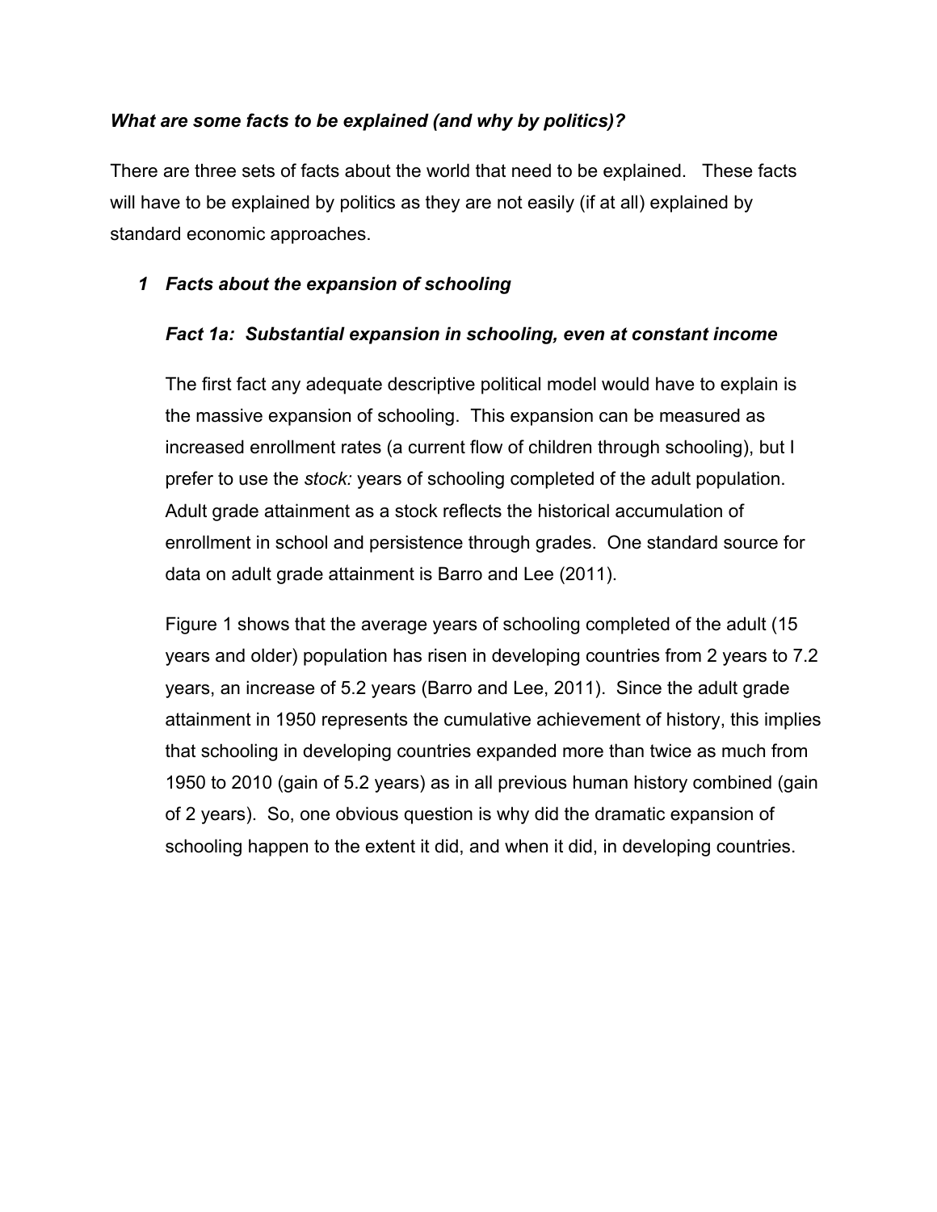***What are some facts to be explained (and why by politics)?***

There are three sets of facts about the world that need to be explained. These facts will have to be explained by politics as they are not easily (if at all) explained by standard economic approaches.

### *1 Facts about the expansion of schooling*

#### *Fact 1a: Substantial expansion in schooling, even at constant income*

The first fact any adequate descriptive political model would have to explain is the massive expansion of schooling. This expansion can be measured as increased enrollment rates (a current flow of children through schooling), but I prefer to use the *stock:* years of schooling completed of the adult population. Adult grade attainment as a stock reflects the historical accumulation of enrollment in school and persistence through grades. One standard source for data on adult grade attainment is Barro and Lee (2011).

Figure 1 shows that the average years of schooling completed of the adult (15 years and older) population has risen in developing countries from 2 years to 7.2 years, an increase of 5.2 years (Barro and Lee, 2011). Since the adult grade attainment in 1950 represents the cumulative achievement of history, this implies that schooling in developing countries expanded more than twice as much from 1950 to 2010 (gain of 5.2 years) as in all previous human history combined (gain of 2 years). So, one obvious question is why did the dramatic expansion of schooling happen to the extent it did, and when it did, in developing countries.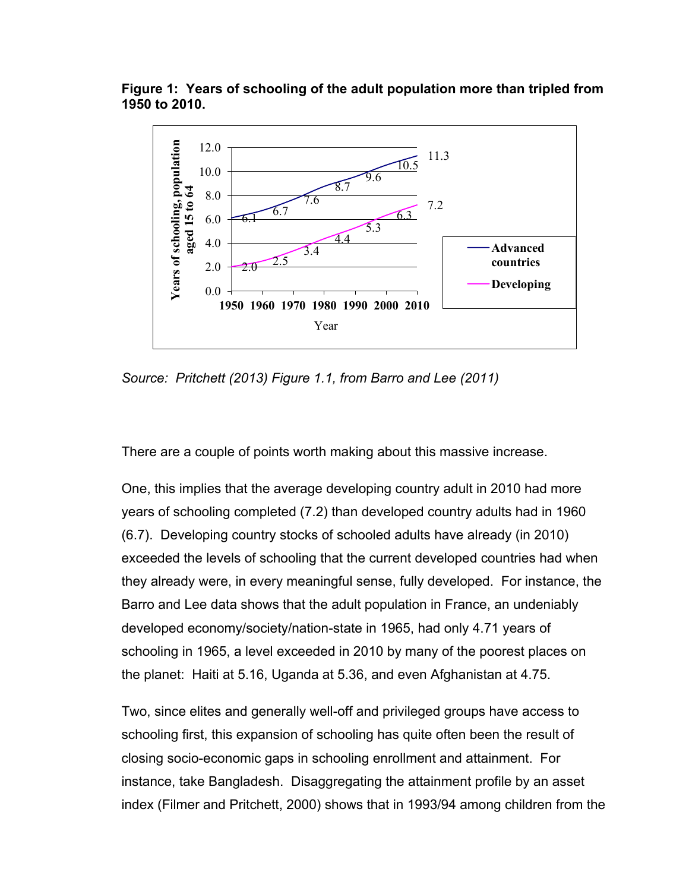**Figure 1: Years of schooling of the adult population more than tripled from 1950 to 2010.**

*Source: Pritchett (2013) Figure 1.1, from Barro and Lee (2011)*

There are a couple of points worth making about this massive increase.

One, this implies that the average developing country adult in 2010 had more years of schooling completed (7.2) than developed country adults had in 1960 (6.7). Developing country stocks of schooled adults have already (in 2010) exceeded the levels of schooling that the current developed countries had when they already were, in every meaningful sense, fully developed. For instance, the Barro and Lee data shows that the adult population in France, an undeniably developed economy/society/nation-state in 1965, had only 4.71 years of schooling in 1965, a level exceeded in 2010 by many of the poorest places on the planet: Haiti at 5.16, Uganda at 5.36, and even Afghanistan at 4.75.

Two, since elites and generally well-off and privileged groups have access to schooling first, this expansion of schooling has quite often been the result of closing socio-economic gaps in schooling enrollment and attainment. For instance, take Bangladesh. Disaggregating the attainment profile by an asset index (Filmer and Pritchett, 2000) shows that in 1993/94 among children from the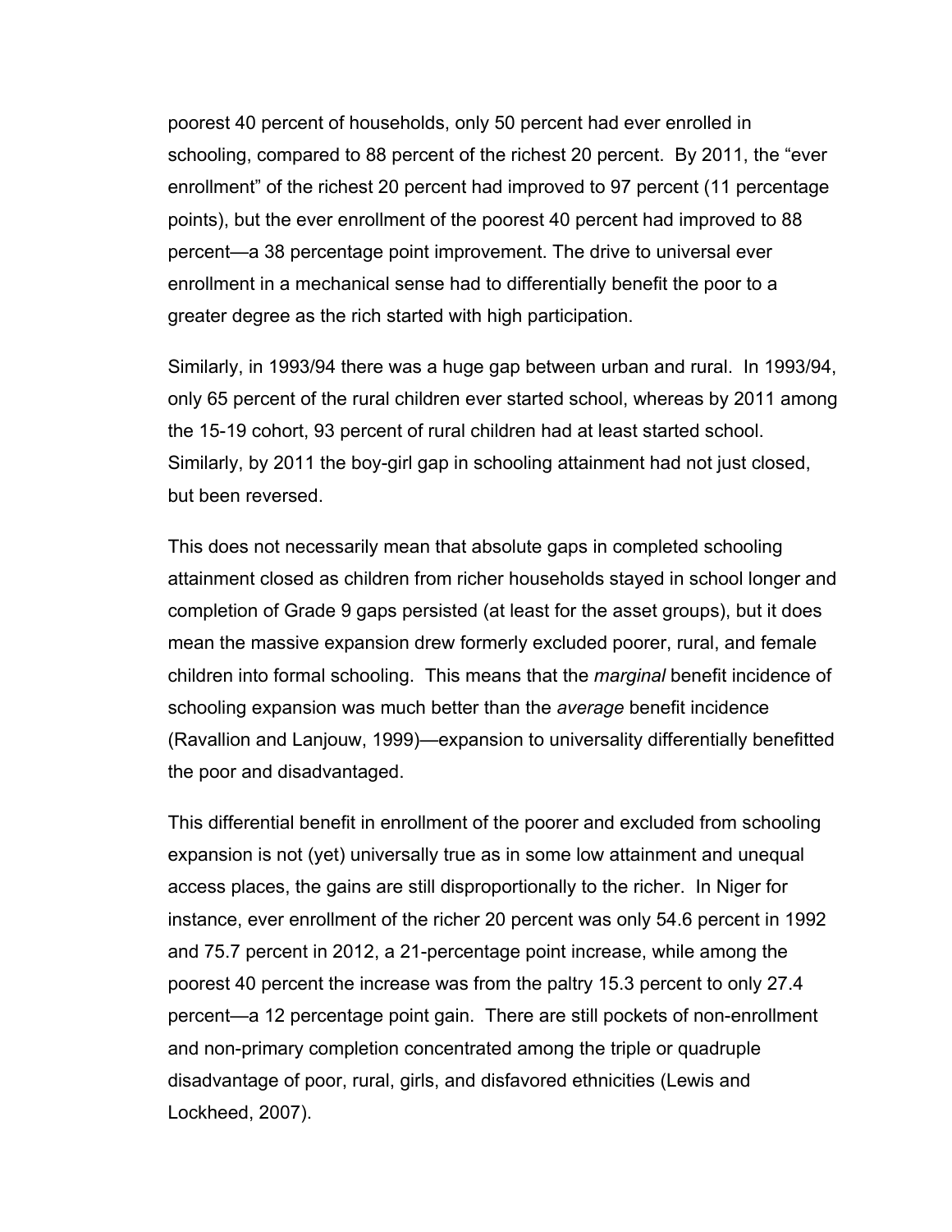poorest 40 percent of households, only 50 percent had ever enrolled in schooling, compared to 88 percent of the richest 20 percent. By 2011, the "ever enrollment" of the richest 20 percent had improved to 97 percent (11 percentage points), but the ever enrollment of the poorest 40 percent had improved to 88 percent—a 38 percentage point improvement. The drive to universal ever enrollment in a mechanical sense had to differentially benefit the poor to a greater degree as the rich started with high participation.

Similarly, in 1993/94 there was a huge gap between urban and rural. In 1993/94, only 65 percent of the rural children ever started school, whereas by 2011 among the 15-19 cohort, 93 percent of rural children had at least started school. Similarly, by 2011 the boy-girl gap in schooling attainment had not just closed, but been reversed.

This does not necessarily mean that absolute gaps in completed schooling attainment closed as children from richer households stayed in school longer and completion of Grade 9 gaps persisted (at least for the asset groups), but it does mean the massive expansion drew formerly excluded poorer, rural, and female children into formal schooling. This means that the *marginal* benefit incidence of schooling expansion was much better than the *average* benefit incidence (Ravallion and Lanjouw, 1999)—expansion to universality differentially benefitted the poor and disadvantaged.

This differential benefit in enrollment of the poorer and excluded from schooling expansion is not (yet) universally true as in some low attainment and unequal access places, the gains are still disproportionally to the richer. In Niger for instance, ever enrollment of the richer 20 percent was only 54.6 percent in 1992 and 75.7 percent in 2012, a 21-percentage point increase, while among the poorest 40 percent the increase was from the paltry 15.3 percent to only 27.4 percent—a 12 percentage point gain. There are still pockets of non-enrollment and non-primary completion concentrated among the triple or quadruple disadvantage of poor, rural, girls, and disfavored ethnicities (Lewis and Lockheed, 2007).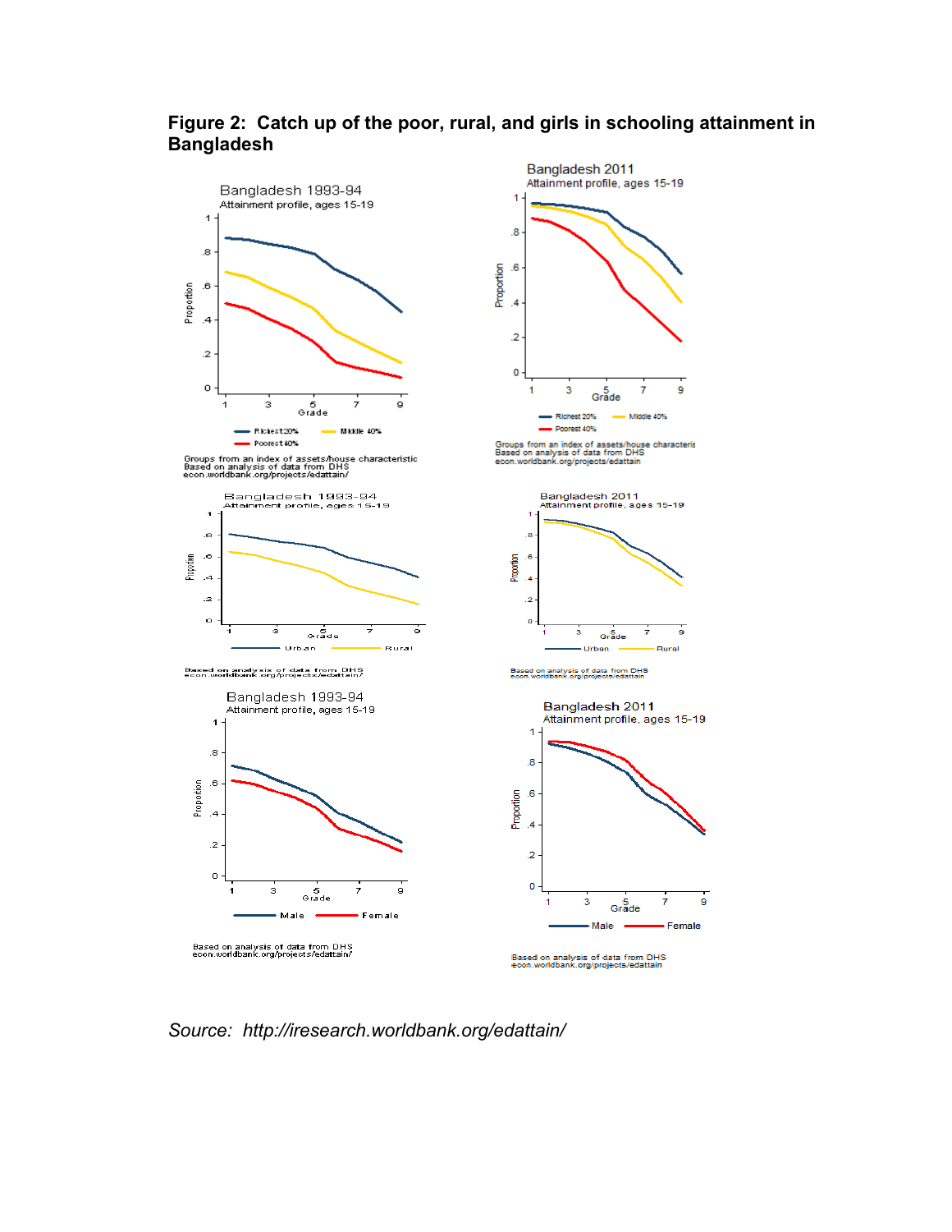**Figure 2: Catch up of the poor, rural, and girls in schooling attainment in Bangladesh**

*Source: http://iresearch.worldbank.org/edattain/*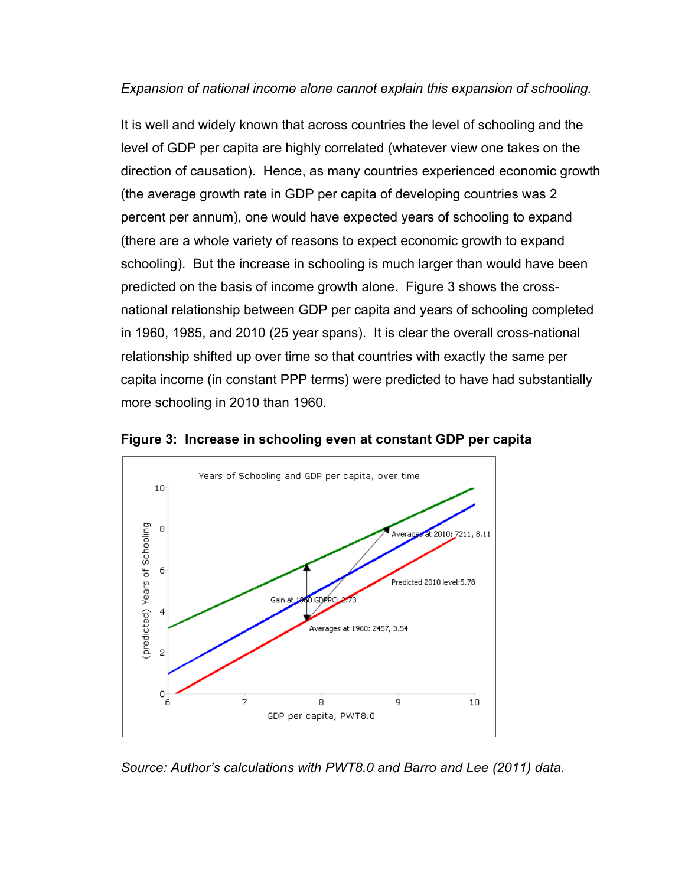*Expansion of national income alone cannot explain this expansion of schooling.*

It is well and widely known that across countries the level of schooling and the level of GDP per capita are highly correlated (whatever view one takes on the direction of causation). Hence, as many countries experienced economic growth (the average growth rate in GDP per capita of developing countries was 2 percent per annum), one would have expected years of schooling to expand (there are a whole variety of reasons to expect economic growth to expand schooling). But the increase in schooling is much larger than would have been predicted on the basis of income growth alone. Figure 3 shows the cross-national relationship between GDP per capita and years of schooling completed in 1960, 1985, and 2010 (25 year spans). It is clear the overall cross-national relationship shifted up over time so that countries with exactly the same per capita income (in constant PPP terms) were predicted to have had substantially more schooling in 2010 than 1960.

**Figure 3: Increase in schooling even at constant GDP per capita**

*Source: Author's calculations with PWT8.0 and Barro and Lee (2011) data.*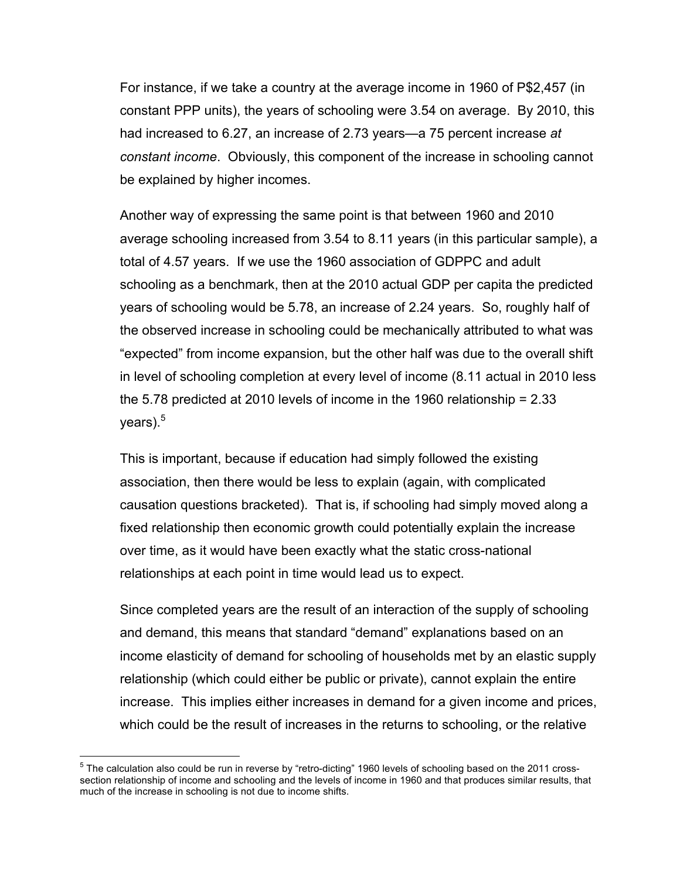For instance, if we take a country at the average income in 1960 of P$2,457 (in constant PPP units), the years of schooling were 3.54 on average. By 2010, this had increased to 6.27, an increase of 2.73 years—a 75 percent increase *at constant income*. Obviously, this component of the increase in schooling cannot be explained by higher incomes.

Another way of expressing the same point is that between 1960 and 2010 average schooling increased from 3.54 to 8.11 years (in this particular sample), a total of 4.57 years. If we use the 1960 association of GDPPC and adult schooling as a benchmark, then at the 2010 actual GDP per capita the predicted years of schooling would be 5.78, an increase of 2.24 years. So, roughly half of the observed increase in schooling could be mechanically attributed to what was "expected" from income expansion, but the other half was due to the overall shift in level of schooling completion at every level of income (8.11 actual in 2010 less the 5.78 predicted at 2010 levels of income in the 1960 relationship = 2.33 years).[5]

This is important, because if education had simply followed the existing association, then there would be less to explain (again, with complicated causation questions bracketed). That is, if schooling had simply moved along a fixed relationship then economic growth could potentially explain the increase over time, as it would have been exactly what the static cross-national relationships at each point in time would lead us to expect.

Since completed years are the result of an interaction of the supply of schooling and demand, this means that standard "demand" explanations based on an income elasticity of demand for schooling of households met by an elastic supply relationship (which could either be public or private), cannot explain the entire increase. This implies either increases in demand for a given income and prices, which could be the result of increases in the returns to schooling, or the relative

[5] The calculation also could be run in reverse by "retro-dicting" 1960 levels of schooling based on the 2011 cross-section relationship of income and schooling and the levels of income in 1960 and that produces similar results, that much of the increase in schooling is not due to income shifts.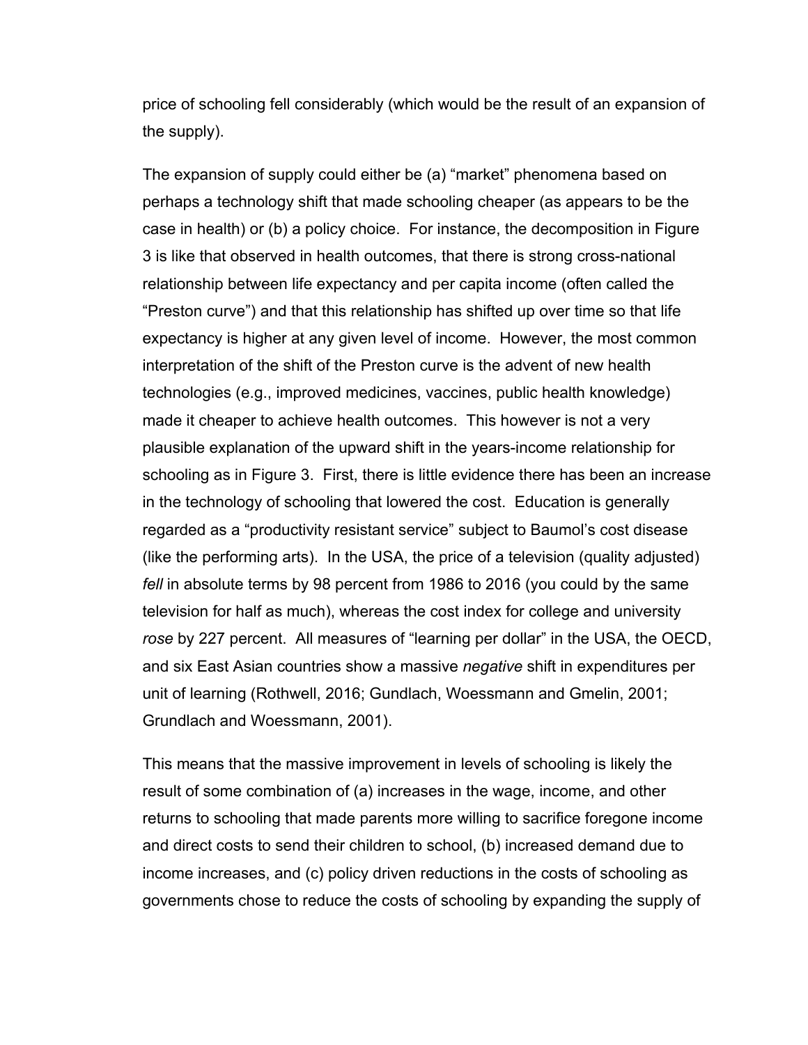price of schooling fell considerably (which would be the result of an expansion of the supply).

The expansion of supply could either be (a) "market" phenomena based on perhaps a technology shift that made schooling cheaper (as appears to be the case in health) or (b) a policy choice. For instance, the decomposition in Figure 3 is like that observed in health outcomes, that there is strong cross-national relationship between life expectancy and per capita income (often called the "Preston curve") and that this relationship has shifted up over time so that life expectancy is higher at any given level of income. However, the most common interpretation of the shift of the Preston curve is the advent of new health technologies (e.g., improved medicines, vaccines, public health knowledge) made it cheaper to achieve health outcomes. This however is not a very plausible explanation of the upward shift in the years-income relationship for schooling as in Figure 3. First, there is little evidence there has been an increase in the technology of schooling that lowered the cost. Education is generally regarded as a "productivity resistant service" subject to Baumol's cost disease (like the performing arts). In the USA, the price of a television (quality adjusted) *fell* in absolute terms by 98 percent from 1986 to 2016 (you could by the same television for half as much), whereas the cost index for college and university *rose* by 227 percent. All measures of "learning per dollar" in the USA, the OECD, and six East Asian countries show a massive *negative* shift in expenditures per unit of learning (Rothwell, 2016; Gundlach, Woessmann and Gmelin, 2001; Grundlach and Woessmann, 2001).

This means that the massive improvement in levels of schooling is likely the result of some combination of (a) increases in the wage, income, and other returns to schooling that made parents more willing to sacrifice foregone income and direct costs to send their children to school, (b) increased demand due to income increases, and (c) policy driven reductions in the costs of schooling as governments chose to reduce the costs of schooling by expanding the supply of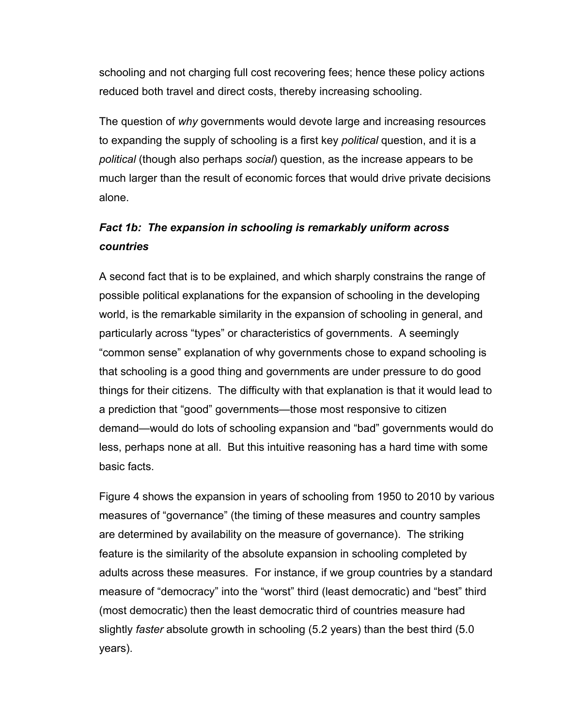schooling and not charging full cost recovering fees; hence these policy actions reduced both travel and direct costs, thereby increasing schooling.

The question of *why* governments would devote large and increasing resources to expanding the supply of schooling is a first key *political* question, and it is a *political* (though also perhaps *social*) question, as the increase appears to be much larger than the result of economic forces that would drive private decisions alone.

### *Fact 1b: The expansion in schooling is remarkably uniform across countries*

A second fact that is to be explained, and which sharply constrains the range of possible political explanations for the expansion of schooling in the developing world, is the remarkable similarity in the expansion of schooling in general, and particularly across "types" or characteristics of governments. A seemingly "common sense" explanation of why governments chose to expand schooling is that schooling is a good thing and governments are under pressure to do good things for their citizens. The difficulty with that explanation is that it would lead to a prediction that "good" governments—those most responsive to citizen demand—would do lots of schooling expansion and "bad" governments would do less, perhaps none at all. But this intuitive reasoning has a hard time with some basic facts.

Figure 4 shows the expansion in years of schooling from 1950 to 2010 by various measures of "governance" (the timing of these measures and country samples are determined by availability on the measure of governance). The striking feature is the similarity of the absolute expansion in schooling completed by adults across these measures. For instance, if we group countries by a standard measure of "democracy" into the "worst" third (least democratic) and "best" third (most democratic) then the least democratic third of countries measure had slightly *faster* absolute growth in schooling (5.2 years) than the best third (5.0 years).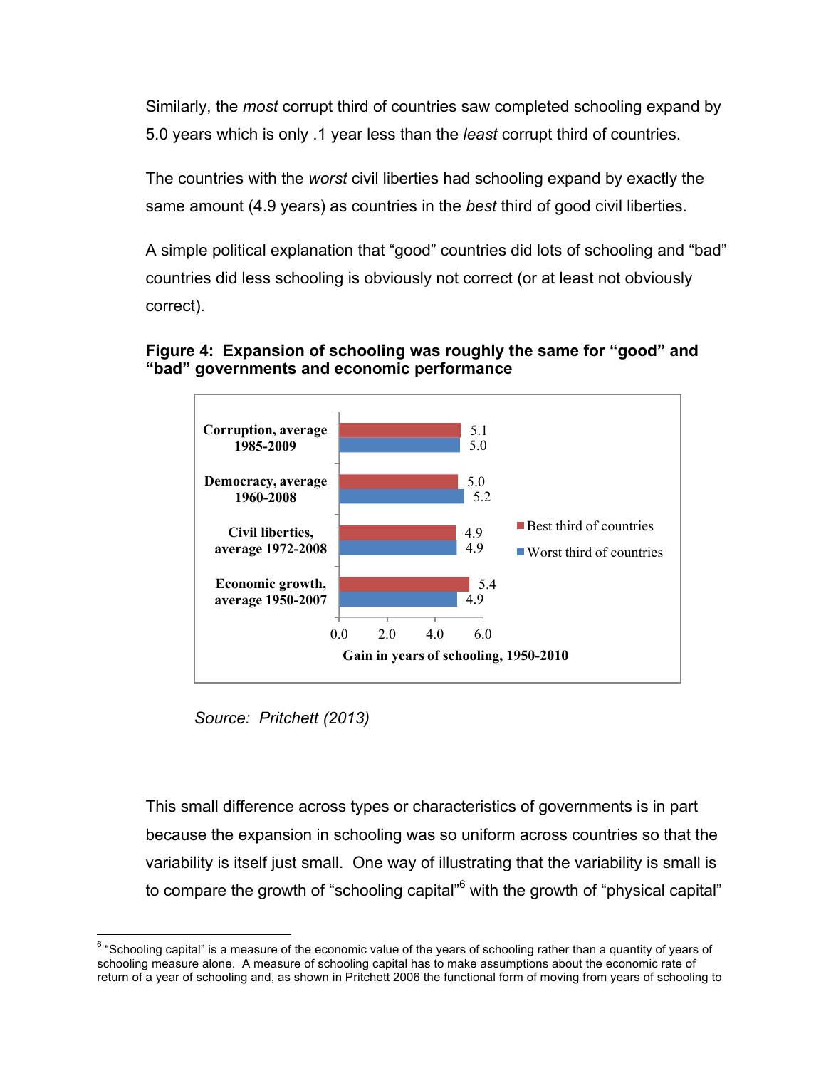Similarly, the *most* corrupt third of countries saw completed schooling expand by 5.0 years which is only .1 year less than the *least* corrupt third of countries.

The countries with the *worst* civil liberties had schooling expand by exactly the same amount (4.9 years) as countries in the *best* third of good civil liberties.

A simple political explanation that "good" countries did lots of schooling and "bad" countries did less schooling is obviously not correct (or at least not obviously correct).

**Figure 4: Expansion of schooling was roughly the same for "good" and "bad" governments and economic performance**

| Gain in years of schooling, 1950-2010 | Best third of countries | Worst third of countries |
|---|---|---|
| Corruption, average 1985-2009 | 5.1 | 5.0 |
| Democracy, average 1960-2008 | 5.0 | 5.2 |
| Civil liberties, average 1972-2008 | 4.9 | 4.9 |
| Economic growth, average 1950-2007 | 5.4 | 4.9 |

*Source: Pritchett (2013)*

This small difference across types or characteristics of governments is in part because the expansion in schooling was so uniform across countries so that the variability is itself just small. One way of illustrating that the variability is small is to compare the growth of "schooling capital"[6] with the growth of "physical capital"

[6] "Schooling capital" is a measure of the economic value of the years of schooling rather than a quantity of years of schooling measure alone. A measure of schooling capital has to make assumptions about the economic rate of return of a year of schooling and, as shown in Pritchett 2006 the functional form of moving from years of schooling to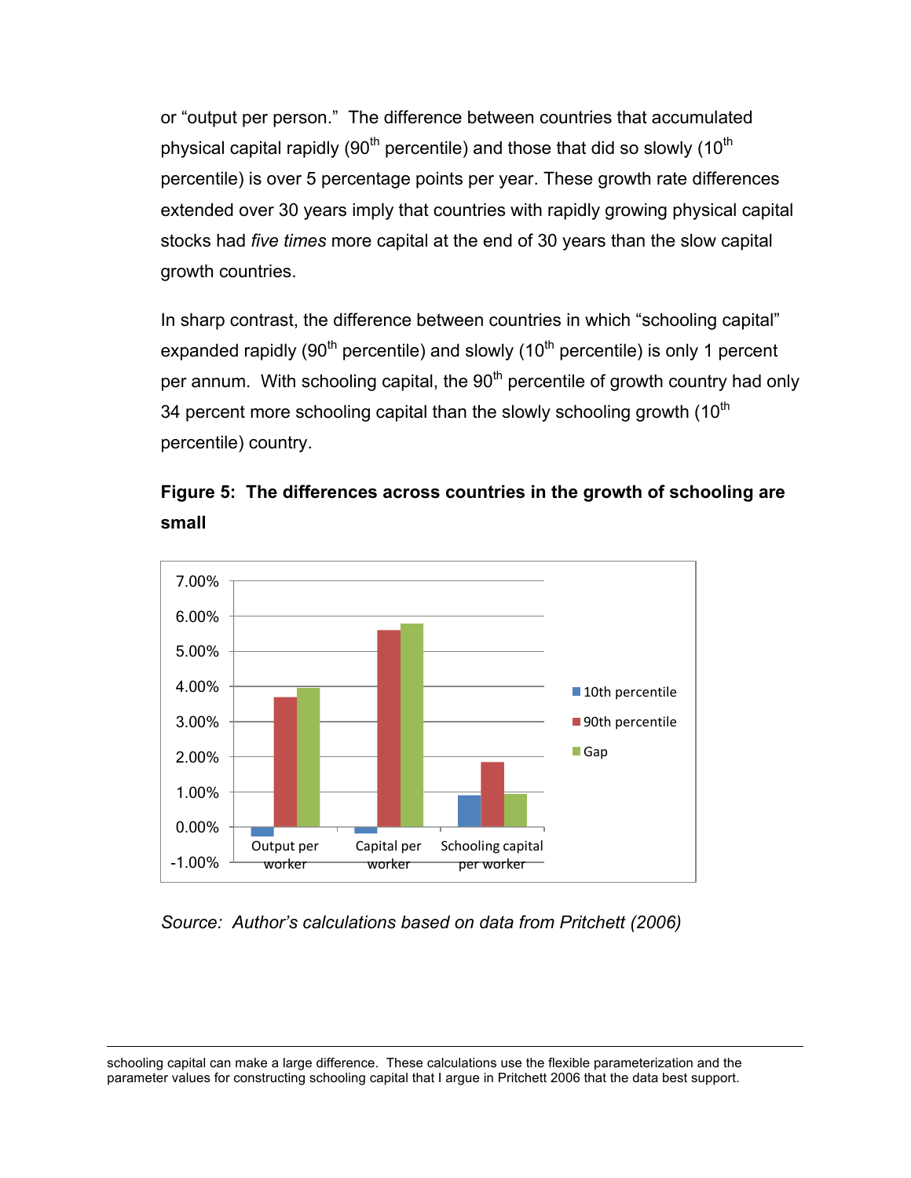or "output per person." The difference between countries that accumulated physical capital rapidly (90th percentile) and those that did so slowly (10th percentile) is over 5 percentage points per year. These growth rate differences extended over 30 years imply that countries with rapidly growing physical capital stocks had *five times* more capital at the end of 30 years than the slow capital growth countries.

In sharp contrast, the difference between countries in which "schooling capital" expanded rapidly (90th percentile) and slowly (10th percentile) is only 1 percent per annum. With schooling capital, the 90th percentile of growth country had only 34 percent more schooling capital than the slowly schooling growth (10th percentile) country.

**Figure 5: The differences across countries in the growth of schooling are small**

*Source: Author's calculations based on data from Pritchett (2006)*

---

schooling capital can make a large difference. These calculations use the flexible parameterization and the parameter values for constructing schooling capital that I argue in Pritchett 2006 that the data best support.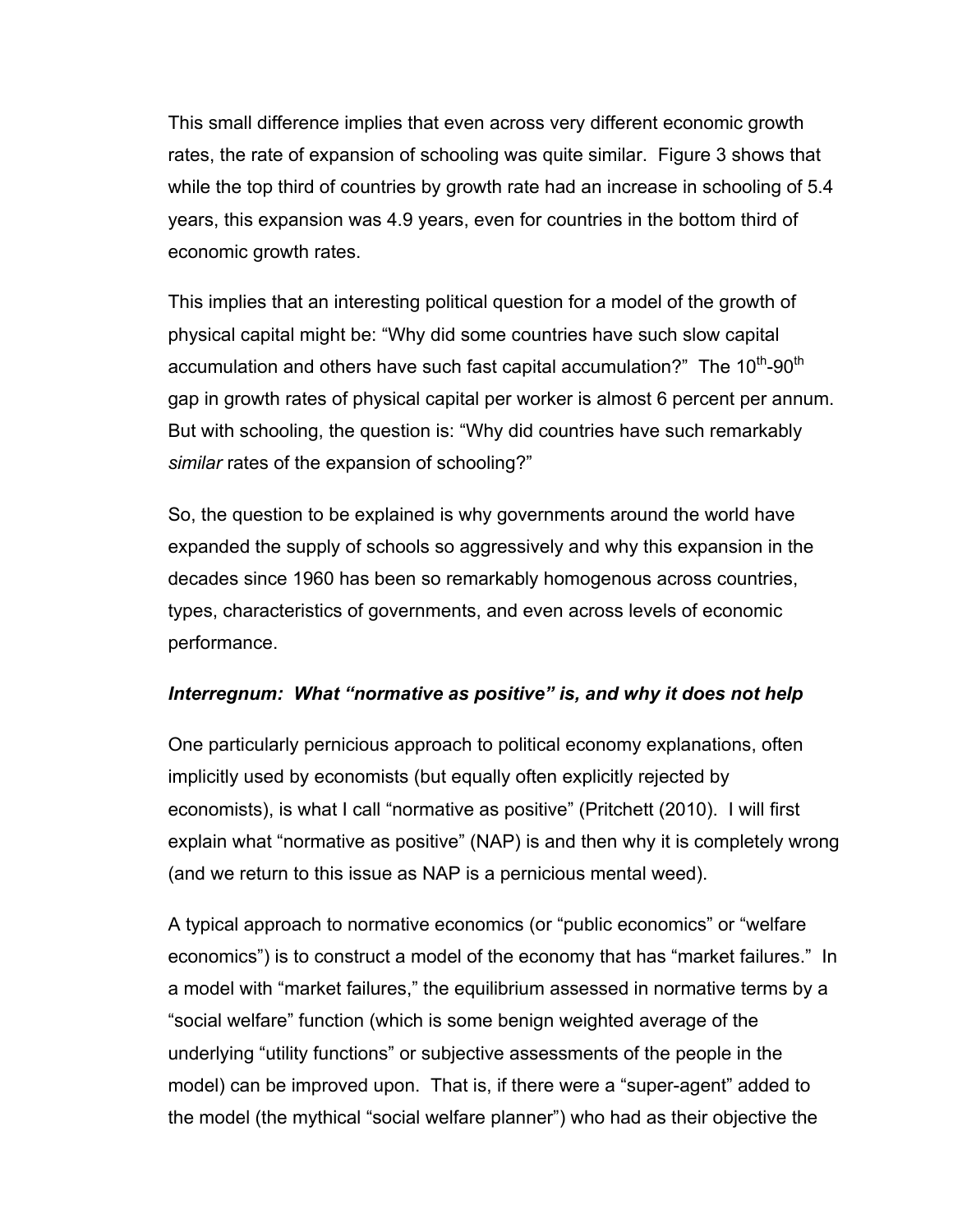This small difference implies that even across very different economic growth rates, the rate of expansion of schooling was quite similar. Figure 3 shows that while the top third of countries by growth rate had an increase in schooling of 5.4 years, this expansion was 4.9 years, even for countries in the bottom third of economic growth rates.

This implies that an interesting political question for a model of the growth of physical capital might be: "Why did some countries have such slow capital accumulation and others have such fast capital accumulation?" The 10$^{th}$-90$^{th}$ gap in growth rates of physical capital per worker is almost 6 percent per annum. But with schooling, the question is: "Why did countries have such remarkably *similar* rates of the expansion of schooling?"

So, the question to be explained is why governments around the world have expanded the supply of schools so aggressively and why this expansion in the decades since 1960 has been so remarkably homogenous across countries, types, characteristics of governments, and even across levels of economic performance.

***Interregnum: What "normative as positive" is, and why it does not help***

One particularly pernicious approach to political economy explanations, often implicitly used by economists (but equally often explicitly rejected by economists), is what I call "normative as positive" (Pritchett (2010). I will first explain what "normative as positive" (NAP) is and then why it is completely wrong (and we return to this issue as NAP is a pernicious mental weed).

A typical approach to normative economics (or "public economics" or "welfare economics") is to construct a model of the economy that has "market failures." In a model with "market failures," the equilibrium assessed in normative terms by a "social welfare" function (which is some benign weighted average of the underlying "utility functions" or subjective assessments of the people in the model) can be improved upon. That is, if there were a "super-agent" added to the model (the mythical "social welfare planner") who had as their objective the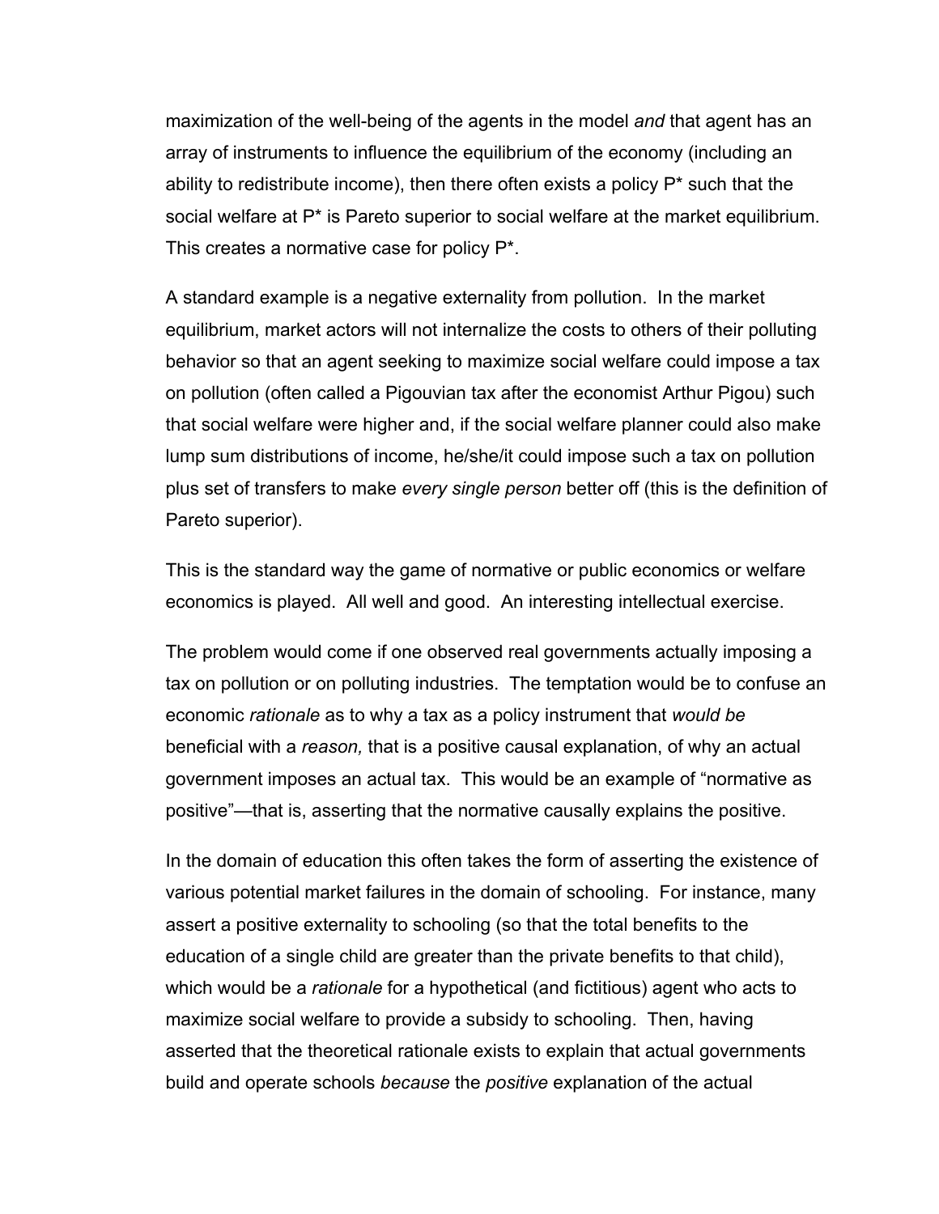maximization of the well-being of the agents in the model *and* that agent has an array of instruments to influence the equilibrium of the economy (including an ability to redistribute income), then there often exists a policy P* such that the social welfare at P* is Pareto superior to social welfare at the market equilibrium. This creates a normative case for policy P*.

A standard example is a negative externality from pollution. In the market equilibrium, market actors will not internalize the costs to others of their polluting behavior so that an agent seeking to maximize social welfare could impose a tax on pollution (often called a Pigouvian tax after the economist Arthur Pigou) such that social welfare were higher and, if the social welfare planner could also make lump sum distributions of income, he/she/it could impose such a tax on pollution plus set of transfers to make *every single person* better off (this is the definition of Pareto superior).

This is the standard way the game of normative or public economics or welfare economics is played. All well and good. An interesting intellectual exercise.

The problem would come if one observed real governments actually imposing a tax on pollution or on polluting industries. The temptation would be to confuse an economic *rationale* as to why a tax as a policy instrument that *would be* beneficial with a *reason,* that is a positive causal explanation, of why an actual government imposes an actual tax. This would be an example of "normative as positive"—that is, asserting that the normative causally explains the positive.

In the domain of education this often takes the form of asserting the existence of various potential market failures in the domain of schooling. For instance, many assert a positive externality to schooling (so that the total benefits to the education of a single child are greater than the private benefits to that child), which would be a *rationale* for a hypothetical (and fictitious) agent who acts to maximize social welfare to provide a subsidy to schooling. Then, having asserted that the theoretical rationale exists to explain that actual governments build and operate schools *because* the *positive* explanation of the actual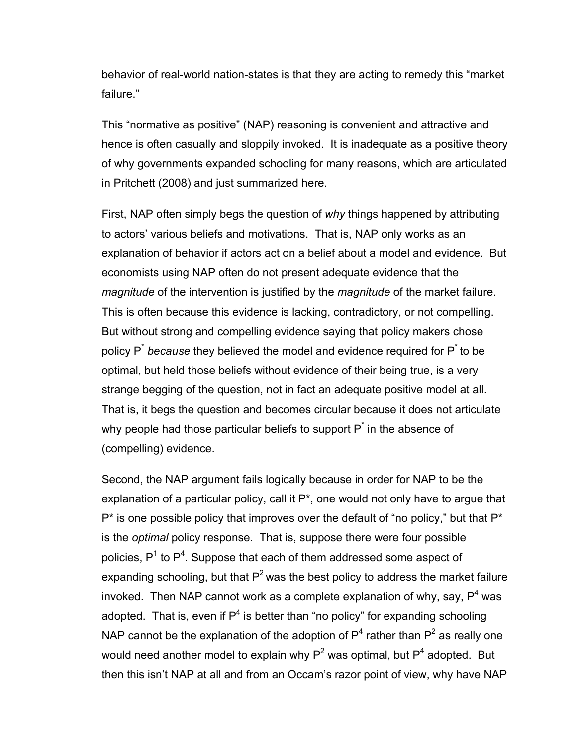behavior of real-world nation-states is that they are acting to remedy this "market failure."

This "normative as positive" (NAP) reasoning is convenient and attractive and hence is often casually and sloppily invoked. It is inadequate as a positive theory of why governments expanded schooling for many reasons, which are articulated in Pritchett (2008) and just summarized here.

First, NAP often simply begs the question of *why* things happened by attributing to actors' various beliefs and motivations. That is, NAP only works as an explanation of behavior if actors act on a belief about a model and evidence. But economists using NAP often do not present adequate evidence that the *magnitude* of the intervention is justified by the *magnitude* of the market failure. This is often because this evidence is lacking, contradictory, or not compelling. But without strong and compelling evidence saying that policy makers chose policy $P^*$ *because* they believed the model and evidence required for $P^*$ to be optimal, but held those beliefs without evidence of their being true, is a very strange begging of the question, not in fact an adequate positive model at all. That is, it begs the question and becomes circular because it does not articulate why people had those particular beliefs to support $P^*$ in the absence of (compelling) evidence.

Second, the NAP argument fails logically because in order for NAP to be the explanation of a particular policy, call it $P^*$, one would not only have to argue that $P^*$ is one possible policy that improves over the default of "no policy," but that $P^*$ is the *optimal* policy response. That is, suppose there were four possible policies, $P^1$ to $P^4$. Suppose that each of them addressed some aspect of expanding schooling, but that $P^2$ was the best policy to address the market failure invoked. Then NAP cannot work as a complete explanation of why, say, $P^4$ was adopted. That is, even if $P^4$ is better than "no policy" for expanding schooling NAP cannot be the explanation of the adoption of $P^4$ rather than $P^2$ as really one would need another model to explain why $P^2$ was optimal, but $P^4$ adopted. But then this isn't NAP at all and from an Occam's razor point of view, why have NAP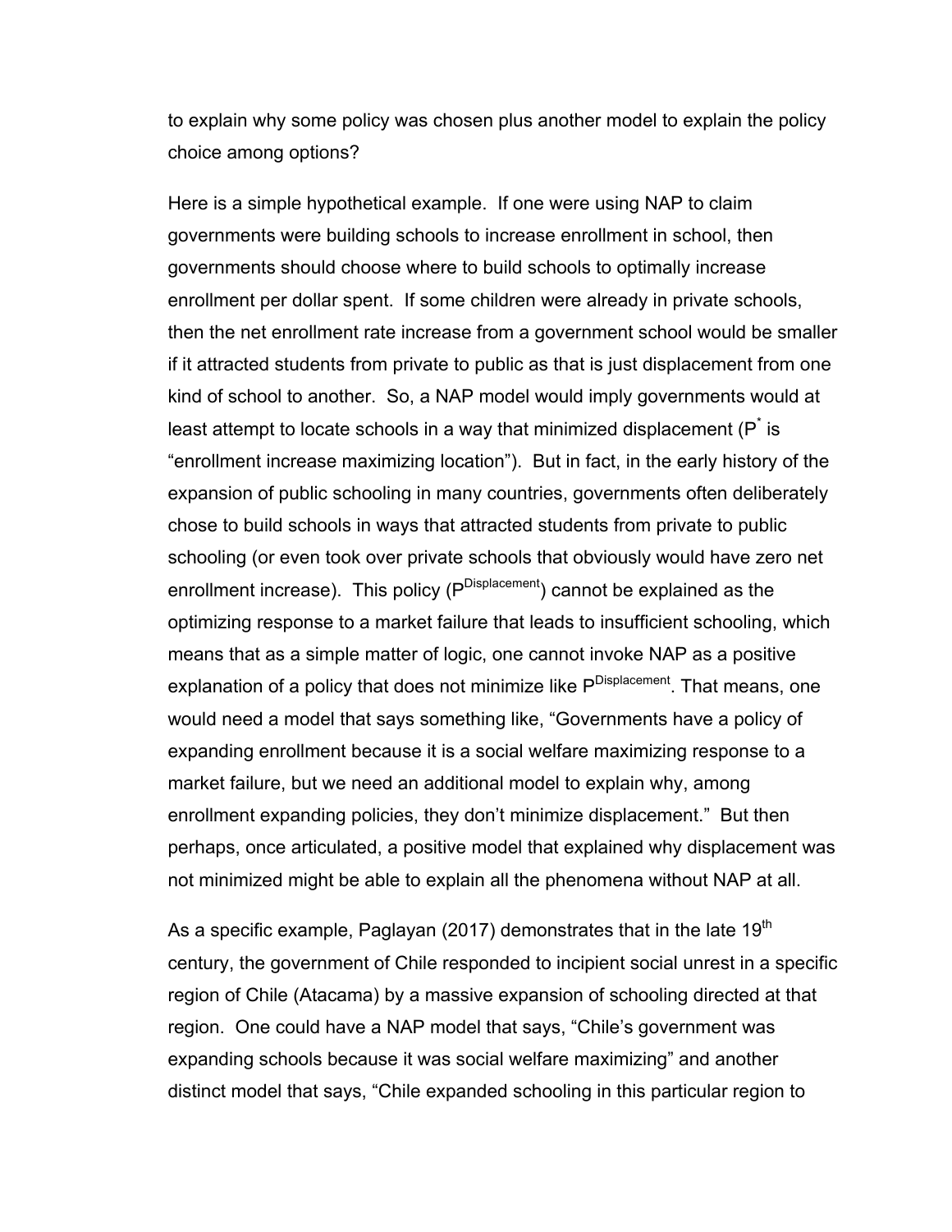to explain why some policy was chosen plus another model to explain the policy choice among options?

Here is a simple hypothetical example. If one were using NAP to claim governments were building schools to increase enrollment in school, then governments should choose where to build schools to optimally increase enrollment per dollar spent. If some children were already in private schools, then the net enrollment rate increase from a government school would be smaller if it attracted students from private to public as that is just displacement from one kind of school to another. So, a NAP model would imply governments would at least attempt to locate schools in a way that minimized displacement ($P^*$ is "enrollment increase maximizing location"). But in fact, in the early history of the expansion of public schooling in many countries, governments often deliberately chose to build schools in ways that attracted students from private to public schooling (or even took over private schools that obviously would have zero net enrollment increase). This policy ($P^{Displacement}$) cannot be explained as the optimizing response to a market failure that leads to insufficient schooling, which means that as a simple matter of logic, one cannot invoke NAP as a positive explanation of a policy that does not minimize like $P^{Displacement}$. That means, one would need a model that says something like, "Governments have a policy of expanding enrollment because it is a social welfare maximizing response to a market failure, but we need an additional model to explain why, among enrollment expanding policies, they don't minimize displacement." But then perhaps, once articulated, a positive model that explained why displacement was not minimized might be able to explain all the phenomena without NAP at all.

As a specific example, Paglayan (2017) demonstrates that in the late 19th century, the government of Chile responded to incipient social unrest in a specific region of Chile (Atacama) by a massive expansion of schooling directed at that region. One could have a NAP model that says, "Chile's government was expanding schools because it was social welfare maximizing" and another distinct model that says, "Chile expanded schooling in this particular region to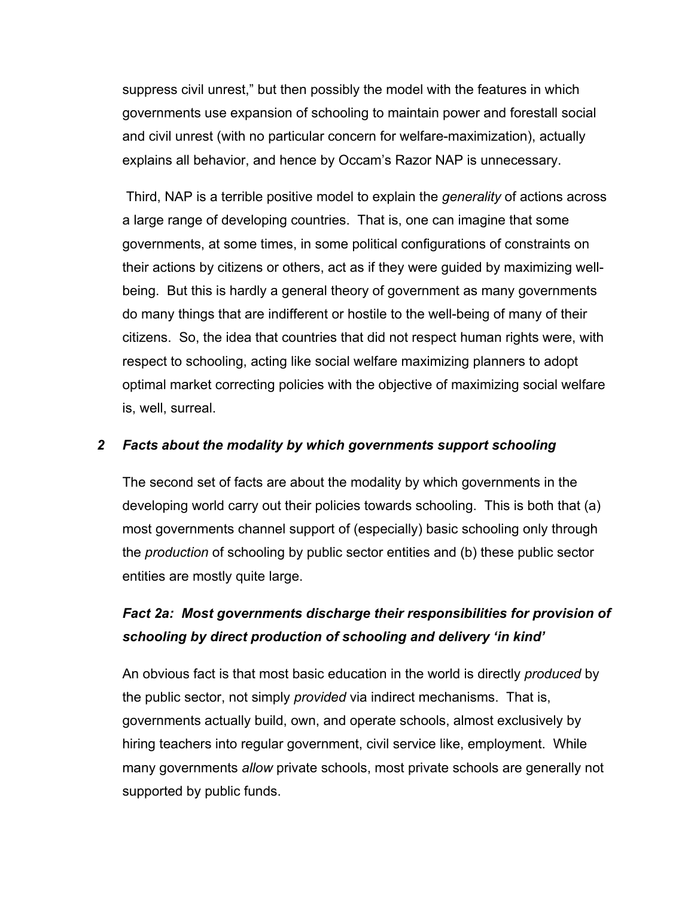suppress civil unrest," but then possibly the model with the features in which governments use expansion of schooling to maintain power and forestall social and civil unrest (with no particular concern for welfare-maximization), actually explains all behavior, and hence by Occam's Razor NAP is unnecessary.

Third, NAP is a terrible positive model to explain the *generality* of actions across a large range of developing countries. That is, one can imagine that some governments, at some times, in some political configurations of constraints on their actions by citizens or others, act as if they were guided by maximizing well-being. But this is hardly a general theory of government as many governments do many things that are indifferent or hostile to the well-being of many of their citizens. So, the idea that countries that did not respect human rights were, with respect to schooling, acting like social welfare maximizing planners to adopt optimal market correcting policies with the objective of maximizing social welfare is, well, surreal.

## *2 Facts about the modality by which governments support schooling*

The second set of facts are about the modality by which governments in the developing world carry out their policies towards schooling. This is both that (a) most governments channel support of (especially) basic schooling only through the *production* of schooling by public sector entities and (b) these public sector entities are mostly quite large.

### *Fact 2a: Most governments discharge their responsibilities for provision of schooling by direct production of schooling and delivery 'in kind'*

An obvious fact is that most basic education in the world is directly *produced* by the public sector, not simply *provided* via indirect mechanisms. That is, governments actually build, own, and operate schools, almost exclusively by hiring teachers into regular government, civil service like, employment. While many governments *allow* private schools, most private schools are generally not supported by public funds.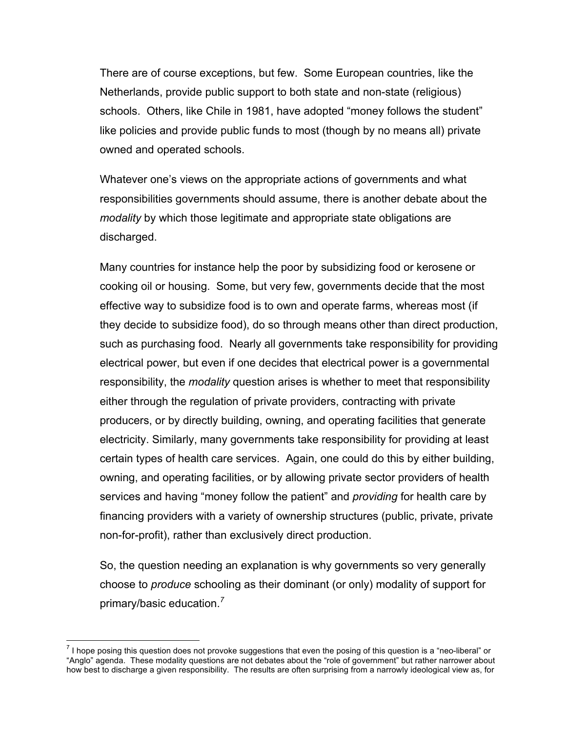There are of course exceptions, but few. Some European countries, like the Netherlands, provide public support to both state and non-state (religious) schools. Others, like Chile in 1981, have adopted "money follows the student" like policies and provide public funds to most (though by no means all) private owned and operated schools.

Whatever one's views on the appropriate actions of governments and what responsibilities governments should assume, there is another debate about the *modality* by which those legitimate and appropriate state obligations are discharged.

Many countries for instance help the poor by subsidizing food or kerosene or cooking oil or housing. Some, but very few, governments decide that the most effective way to subsidize food is to own and operate farms, whereas most (if they decide to subsidize food), do so through means other than direct production, such as purchasing food. Nearly all governments take responsibility for providing electrical power, but even if one decides that electrical power is a governmental responsibility, the *modality* question arises is whether to meet that responsibility either through the regulation of private providers, contracting with private producers, or by directly building, owning, and operating facilities that generate electricity. Similarly, many governments take responsibility for providing at least certain types of health care services. Again, one could do this by either building, owning, and operating facilities, or by allowing private sector providers of health services and having "money follow the patient" and *providing* for health care by financing providers with a variety of ownership structures (public, private, private non-for-profit), rather than exclusively direct production.

So, the question needing an explanation is why governments so very generally choose to *produce* schooling as their dominant (or only) modality of support for primary/basic education.[7]

[7] I hope posing this question does not provoke suggestions that even the posing of this question is a "neo-liberal" or "Anglo" agenda. These modality questions are not debates about the "role of government" but rather narrower about how best to discharge a given responsibility. The results are often surprising from a narrowly ideological view as, for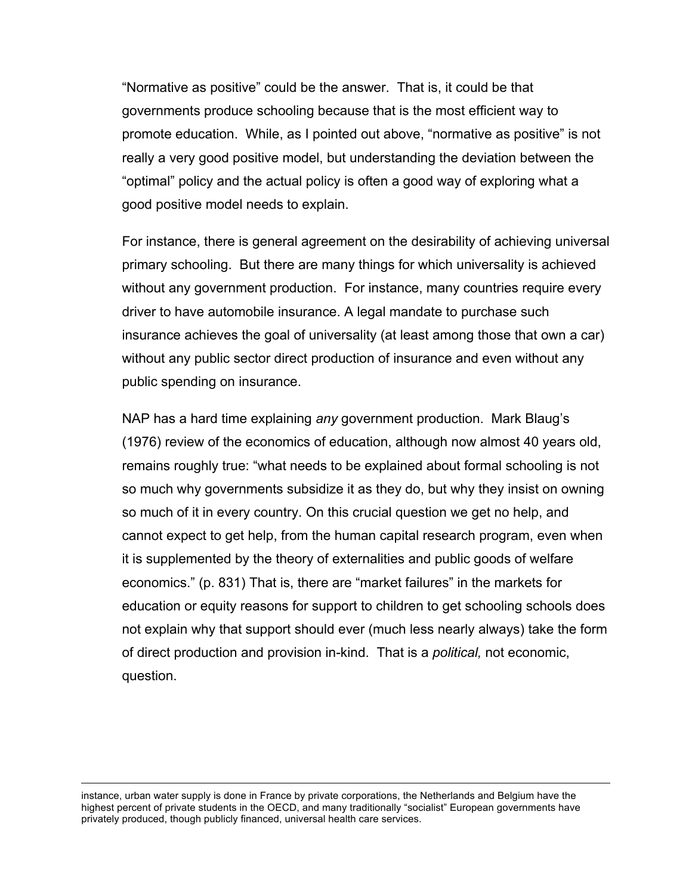"Normative as positive" could be the answer. That is, it could be that governments produce schooling because that is the most efficient way to promote education. While, as I pointed out above, "normative as positive" is not really a very good positive model, but understanding the deviation between the "optimal" policy and the actual policy is often a good way of exploring what a good positive model needs to explain.

For instance, there is general agreement on the desirability of achieving universal primary schooling. But there are many things for which universality is achieved without any government production. For instance, many countries require every driver to have automobile insurance. A legal mandate to purchase such insurance achieves the goal of universality (at least among those that own a car) without any public sector direct production of insurance and even without any public spending on insurance.

NAP has a hard time explaining *any* government production. Mark Blaug's (1976) review of the economics of education, although now almost 40 years old, remains roughly true: "what needs to be explained about formal schooling is not so much why governments subsidize it as they do, but why they insist on owning so much of it in every country. On this crucial question we get no help, and cannot expect to get help, from the human capital research program, even when it is supplemented by the theory of externalities and public goods of welfare economics." (p. 831) That is, there are "market failures" in the markets for education or equity reasons for support to children to get schooling schools does not explain why that support should ever (much less nearly always) take the form of direct production and provision in-kind. That is a *political,* not economic, question.

---

instance, urban water supply is done in France by private corporations, the Netherlands and Belgium have the highest percent of private students in the OECD, and many traditionally "socialist" European governments have privately produced, though publicly financed, universal health care services.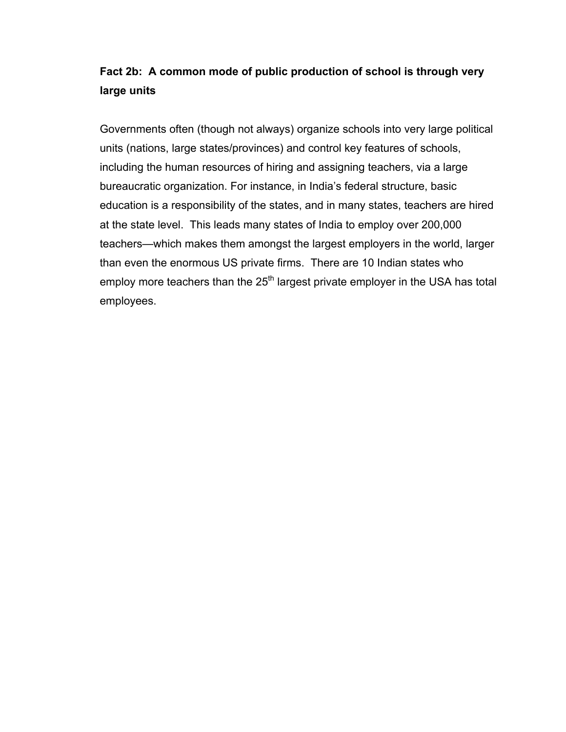### Fact 2b: A common mode of public production of school is through very large units

Governments often (though not always) organize schools into very large political units (nations, large states/provinces) and control key features of schools, including the human resources of hiring and assigning teachers, via a large bureaucratic organization. For instance, in India's federal structure, basic education is a responsibility of the states, and in many states, teachers are hired at the state level. This leads many states of India to employ over 200,000 teachers—which makes them amongst the largest employers in the world, larger than even the enormous US private firms. There are 10 Indian states who employ more teachers than the 25th largest private employer in the USA has total employees.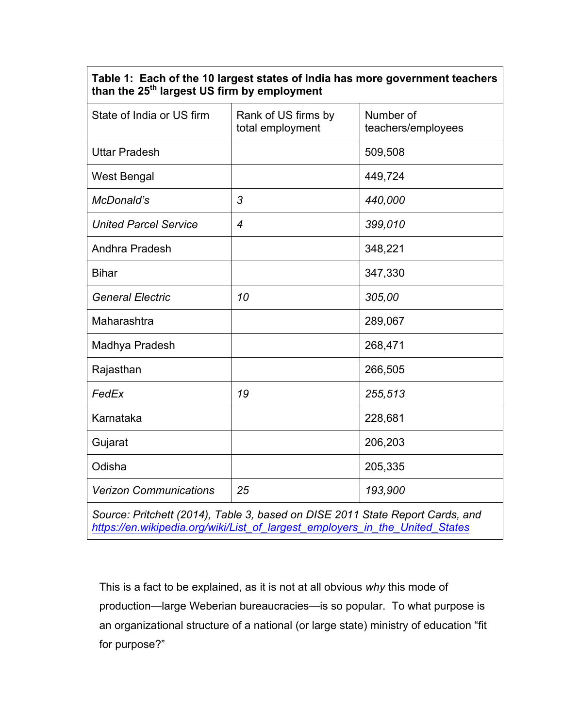**Table 1: Each of the 10 largest states of India has more government teachers than the 25th largest US firm by employment**

| State of India or US firm | Rank of US firms by total employment | Number of teachers/employees |
|---|---|---|
| Uttar Pradesh | | 509,508 |
| West Bengal | | 449,724 |
| *McDonald's* | *3* | *440,000* |
| *United Parcel Service* | *4* | *399,010* |
| Andhra Pradesh | | 348,221 |
| Bihar | | 347,330 |
| *General Electric* | *10* | *305,00* |
| Maharashtra | | 289,067 |
| Madhya Pradesh | | 268,471 |
| Rajasthan | | 266,505 |
| *FedEx* | *19* | *255,513* |
| Karnataka | | 228,681 |
| Gujarat | | 206,203 |
| Odisha | | 205,335 |
| *Verizon Communications* | *25* | *193,900* |

*Source: Pritchett (2014), Table 3, based on DISE 2011 State Report Cards, and https://en.wikipedia.org/wiki/List_of_largest_employers_in_the_United_States*

This is a fact to be explained, as it is not at all obvious *why* this mode of production—large Weberian bureaucracies—is so popular. To what purpose is an organizational structure of a national (or large state) ministry of education "fit for purpose?"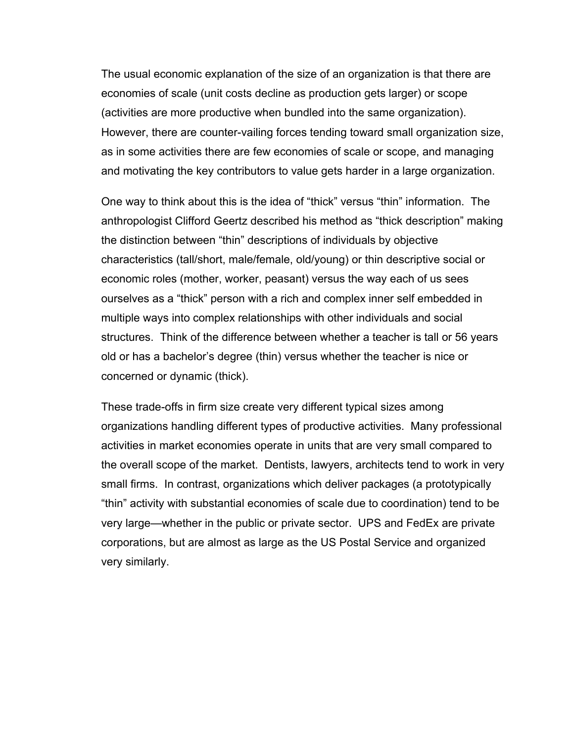The usual economic explanation of the size of an organization is that there are economies of scale (unit costs decline as production gets larger) or scope (activities are more productive when bundled into the same organization). However, there are counter-vailing forces tending toward small organization size, as in some activities there are few economies of scale or scope, and managing and motivating the key contributors to value gets harder in a large organization.

One way to think about this is the idea of "thick" versus "thin" information. The anthropologist Clifford Geertz described his method as "thick description" making the distinction between "thin" descriptions of individuals by objective characteristics (tall/short, male/female, old/young) or thin descriptive social or economic roles (mother, worker, peasant) versus the way each of us sees ourselves as a "thick" person with a rich and complex inner self embedded in multiple ways into complex relationships with other individuals and social structures. Think of the difference between whether a teacher is tall or 56 years old or has a bachelor's degree (thin) versus whether the teacher is nice or concerned or dynamic (thick).

These trade-offs in firm size create very different typical sizes among organizations handling different types of productive activities. Many professional activities in market economies operate in units that are very small compared to the overall scope of the market. Dentists, lawyers, architects tend to work in very small firms. In contrast, organizations which deliver packages (a prototypically "thin" activity with substantial economies of scale due to coordination) tend to be very large—whether in the public or private sector. UPS and FedEx are private corporations, but are almost as large as the US Postal Service and organized very similarly.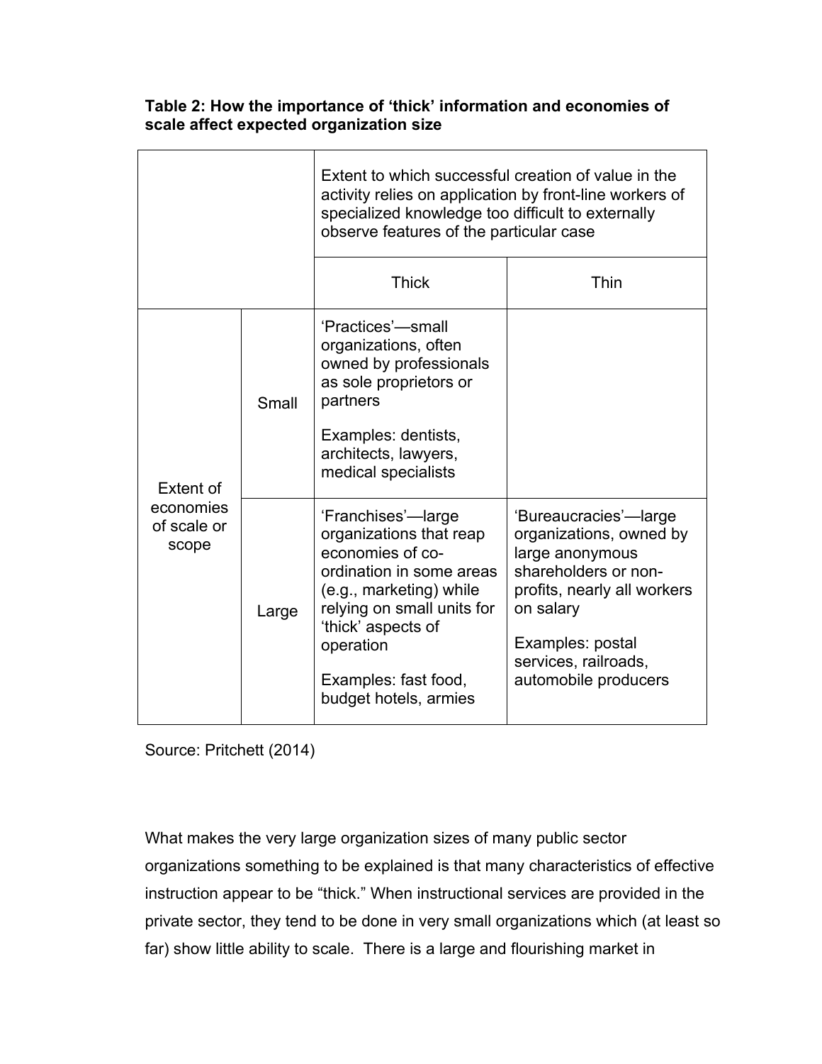**Table 2: How the importance of 'thick' information and economies of scale affect expected organization size**

| | | Extent to which successful creation of value in the activity relies on application by front-line workers of specialized knowledge too difficult to externally observe features of the particular case | |
|---|---|---|---|
| | | Thick | Thin |
| Extent of economies of scale or scope | Small | 'Practices'—small organizations, often owned by professionals as sole proprietors or partners<br><br>Examples: dentists, architects, lawyers, medical specialists | |
| | Large | 'Franchises'—large organizations that reap economies of co-ordination in some areas (e.g., marketing) while relying on small units for 'thick' aspects of operation<br><br>Examples: fast food, budget hotels, armies | 'Bureaucracies'—large organizations, owned by large anonymous shareholders or non-profits, nearly all workers on salary<br><br>Examples: postal services, railroads, automobile producers |

Source: Pritchett (2014)

What makes the very large organization sizes of many public sector organizations something to be explained is that many characteristics of effective instruction appear to be "thick." When instructional services are provided in the private sector, they tend to be done in very small organizations which (at least so far) show little ability to scale. There is a large and flourishing market in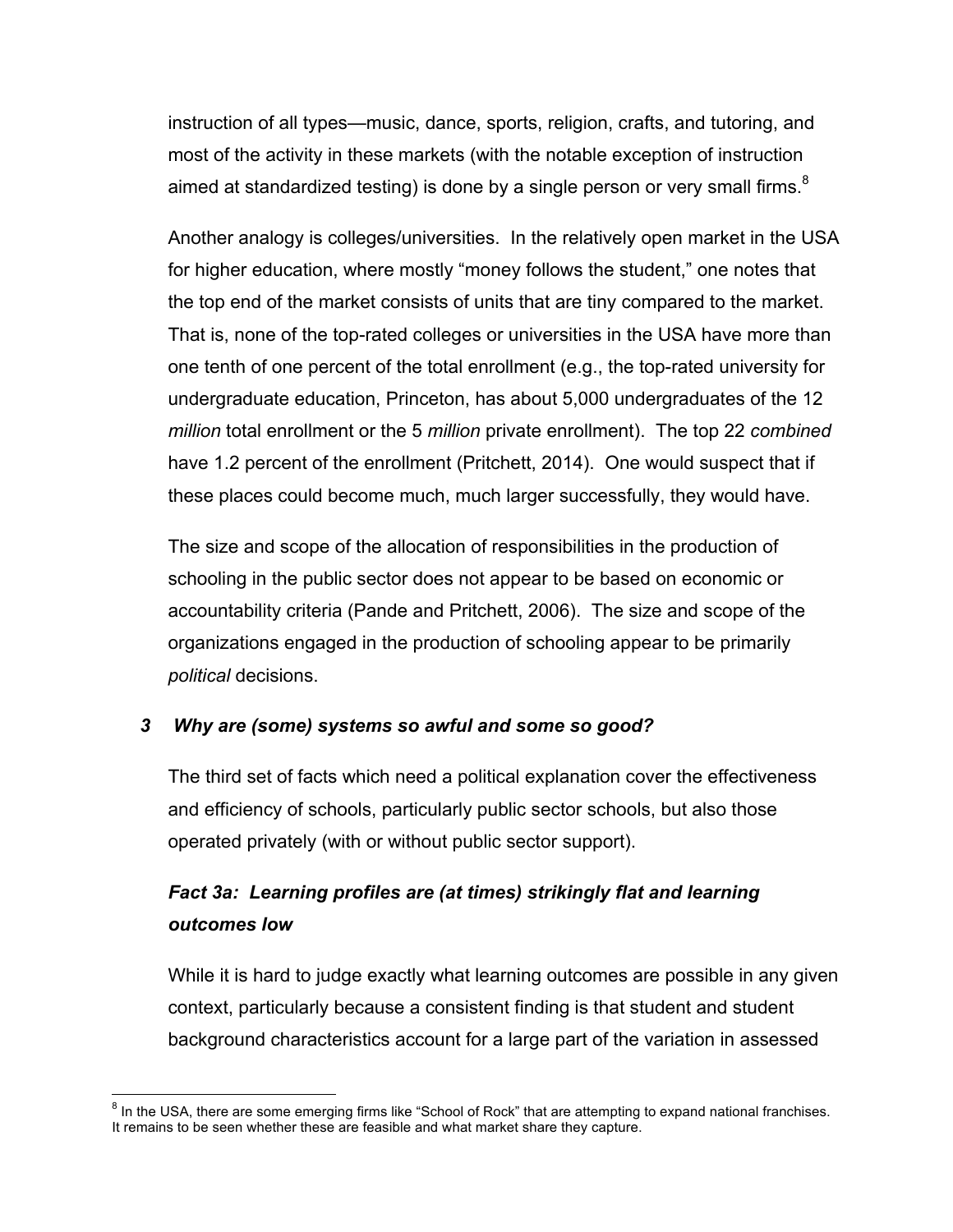instruction of all types—music, dance, sports, religion, crafts, and tutoring, and most of the activity in these markets (with the notable exception of instruction aimed at standardized testing) is done by a single person or very small firms.[8]

Another analogy is colleges/universities. In the relatively open market in the USA for higher education, where mostly "money follows the student," one notes that the top end of the market consists of units that are tiny compared to the market. That is, none of the top-rated colleges or universities in the USA have more than one tenth of one percent of the total enrollment (e.g., the top-rated university for undergraduate education, Princeton, has about 5,000 undergraduates of the 12 *million* total enrollment or the 5 *million* private enrollment). The top 22 *combined* have 1.2 percent of the enrollment (Pritchett, 2014). One would suspect that if these places could become much, much larger successfully, they would have.

The size and scope of the allocation of responsibilities in the production of schooling in the public sector does not appear to be based on economic or accountability criteria (Pande and Pritchett, 2006). The size and scope of the organizations engaged in the production of schooling appear to be primarily *political* decisions.

## *3 Why are (some) systems so awful and some so good?*

The third set of facts which need a political explanation cover the effectiveness and efficiency of schools, particularly public sector schools, but also those operated privately (with or without public sector support).

### *Fact 3a: Learning profiles are (at times) strikingly flat and learning outcomes low*

While it is hard to judge exactly what learning outcomes are possible in any given context, particularly because a consistent finding is that student and student background characteristics account for a large part of the variation in assessed

[8] In the USA, there are some emerging firms like "School of Rock" that are attempting to expand national franchises. It remains to be seen whether these are feasible and what market share they capture.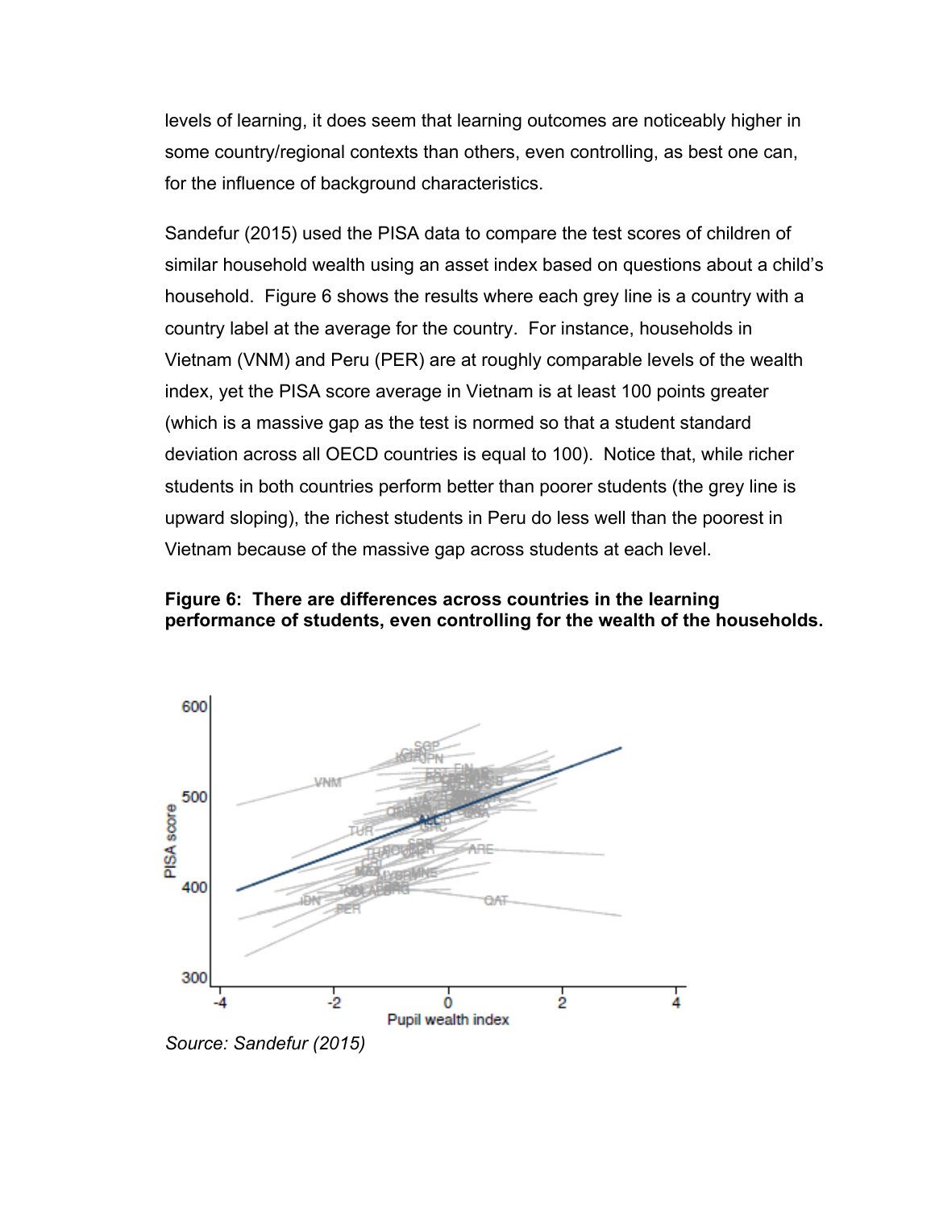levels of learning, it does seem that learning outcomes are noticeably higher in some country/regional contexts than others, even controlling, as best one can, for the influence of background characteristics.

Sandefur (2015) used the PISA data to compare the test scores of children of similar household wealth using an asset index based on questions about a child's household. Figure 6 shows the results where each grey line is a country with a country label at the average for the country. For instance, households in Vietnam (VNM) and Peru (PER) are at roughly comparable levels of the wealth index, yet the PISA score average in Vietnam is at least 100 points greater (which is a massive gap as the test is normed so that a student standard deviation across all OECD countries is equal to 100). Notice that, while richer students in both countries perform better than poorer students (the grey line is upward sloping), the richest students in Peru do less well than the poorest in Vietnam because of the massive gap across students at each level.

**Figure 6: There are differences across countries in the learning performance of students, even controlling for the wealth of the households.**

*Source: Sandefur (2015)*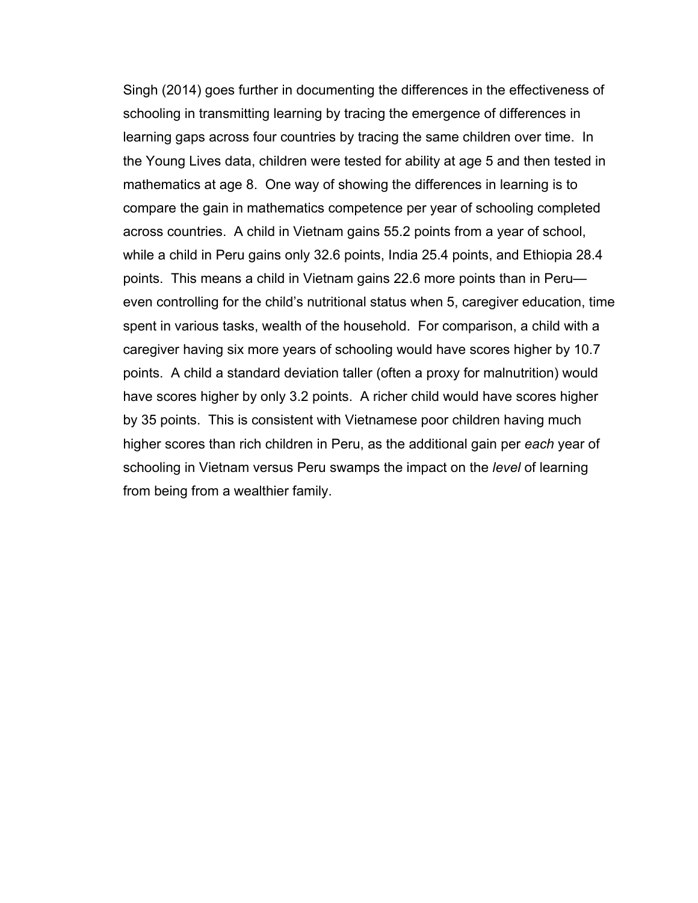Singh (2014) goes further in documenting the differences in the effectiveness of schooling in transmitting learning by tracing the emergence of differences in learning gaps across four countries by tracing the same children over time. In the Young Lives data, children were tested for ability at age 5 and then tested in mathematics at age 8. One way of showing the differences in learning is to compare the gain in mathematics competence per year of schooling completed across countries. A child in Vietnam gains 55.2 points from a year of school, while a child in Peru gains only 32.6 points, India 25.4 points, and Ethiopia 28.4 points. This means a child in Vietnam gains 22.6 more points than in Peru—even controlling for the child's nutritional status when 5, caregiver education, time spent in various tasks, wealth of the household. For comparison, a child with a caregiver having six more years of schooling would have scores higher by 10.7 points. A child a standard deviation taller (often a proxy for malnutrition) would have scores higher by only 3.2 points. A richer child would have scores higher by 35 points. This is consistent with Vietnamese poor children having much higher scores than rich children in Peru, as the additional gain per *each* year of schooling in Vietnam versus Peru swamps the impact on the *level* of learning from being from a wealthier family.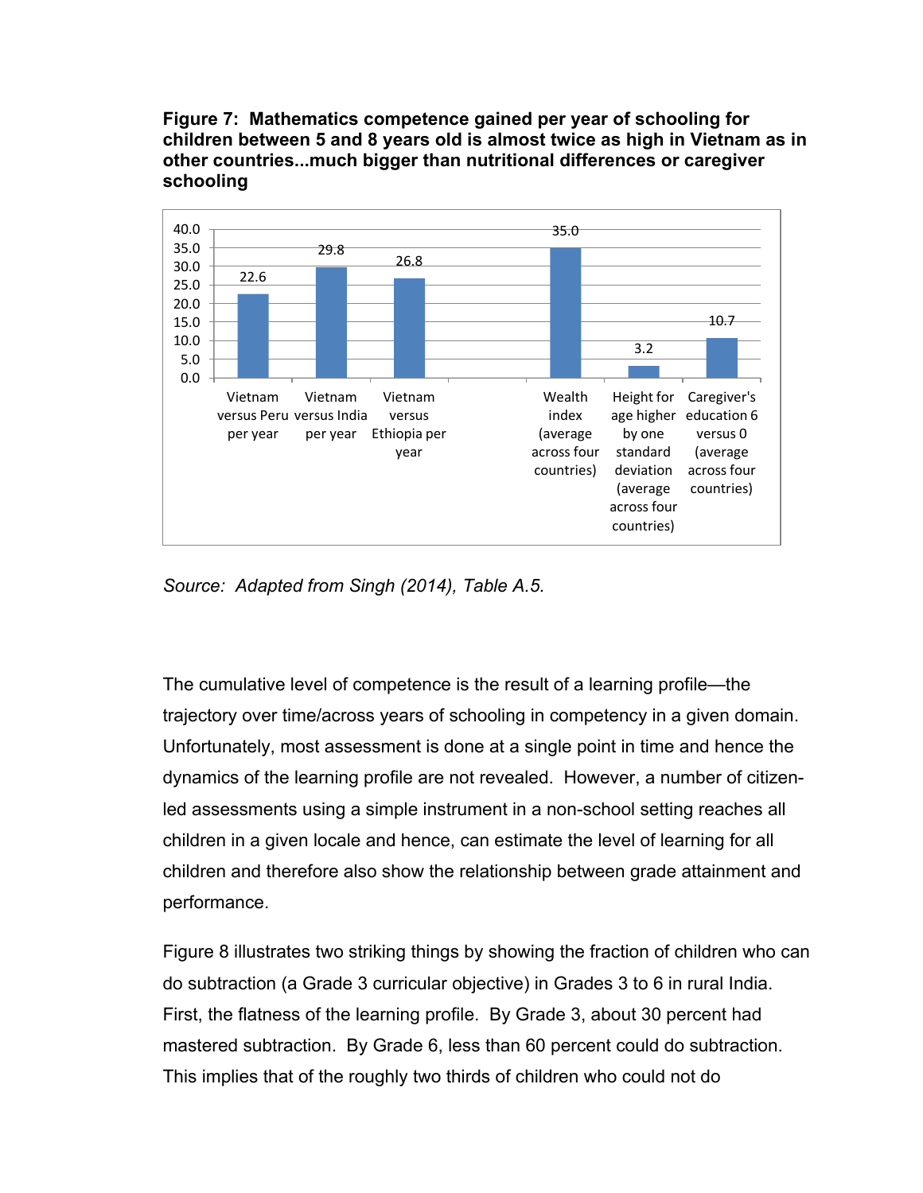**Figure 7: Mathematics competence gained per year of schooling for children between 5 and 8 years old is almost twice as high in Vietnam as in other countries...much bigger than nutritional differences or caregiver schooling**

| Category | Value |
|---|---|
| Vietnam versus Peru per year | 22.6 |
| Vietnam versus India per year | 29.8 |
| Vietnam versus Ethiopia per year | 26.8 |
| Wealth index (average across four countries) | 35.0 |
| Height for age higher by one standard deviation (average across four countries) | 3.2 |
| Caregiver's education 6 versus 0 (average across four countries) | 10.7 |

*Source: Adapted from Singh (2014), Table A.5.*

The cumulative level of competence is the result of a learning profile—the trajectory over time/across years of schooling in competency in a given domain. Unfortunately, most assessment is done at a single point in time and hence the dynamics of the learning profile are not revealed. However, a number of citizen-led assessments using a simple instrument in a non-school setting reaches all children in a given locale and hence, can estimate the level of learning for all children and therefore also show the relationship between grade attainment and performance.

Figure 8 illustrates two striking things by showing the fraction of children who can do subtraction (a Grade 3 curricular objective) in Grades 3 to 6 in rural India. First, the flatness of the learning profile. By Grade 3, about 30 percent had mastered subtraction. By Grade 6, less than 60 percent could do subtraction. This implies that of the roughly two thirds of children who could not do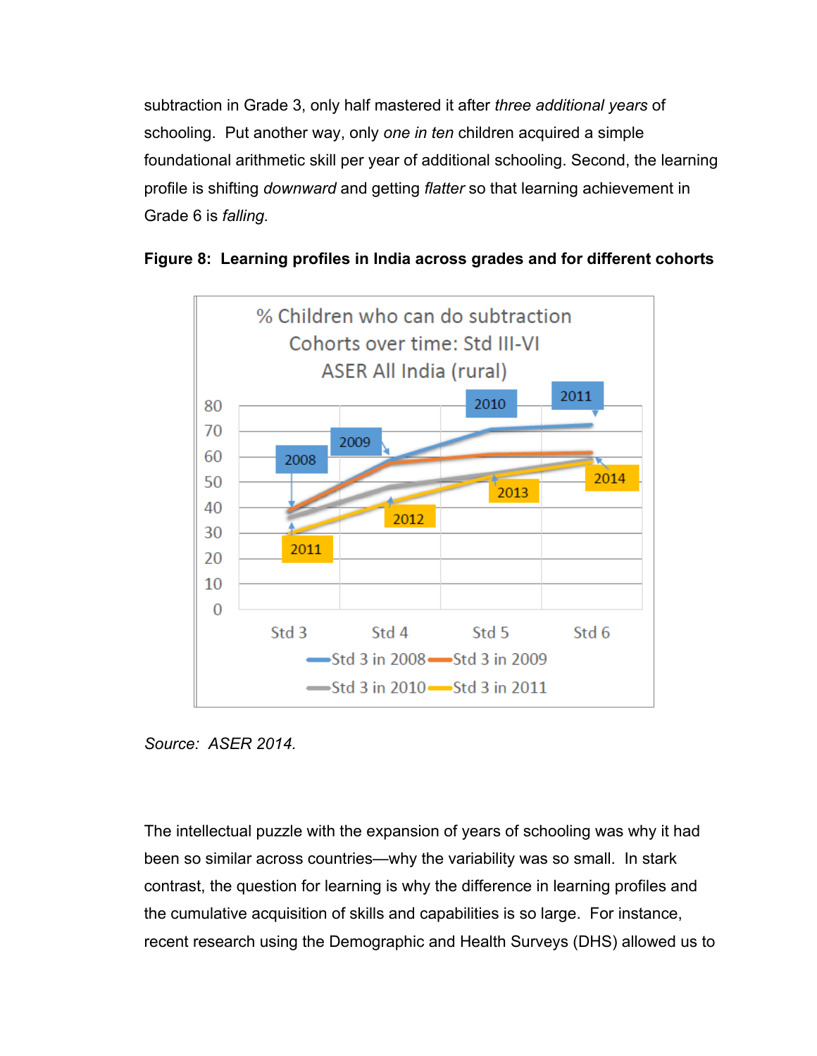subtraction in Grade 3, only half mastered it after *three additional years* of schooling. Put another way, only *one in ten* children acquired a simple foundational arithmetic skill per year of additional schooling. Second, the learning profile is shifting *downward* and getting *flatter* so that learning achievement in Grade 6 is *falling.*

**Figure 8: Learning profiles in India across grades and for different cohorts**

*Source: ASER 2014.*

The intellectual puzzle with the expansion of years of schooling was why it had been so similar across countries—why the variability was so small. In stark contrast, the question for learning is why the difference in learning profiles and the cumulative acquisition of skills and capabilities is so large. For instance, recent research using the Demographic and Health Surveys (DHS) allowed us to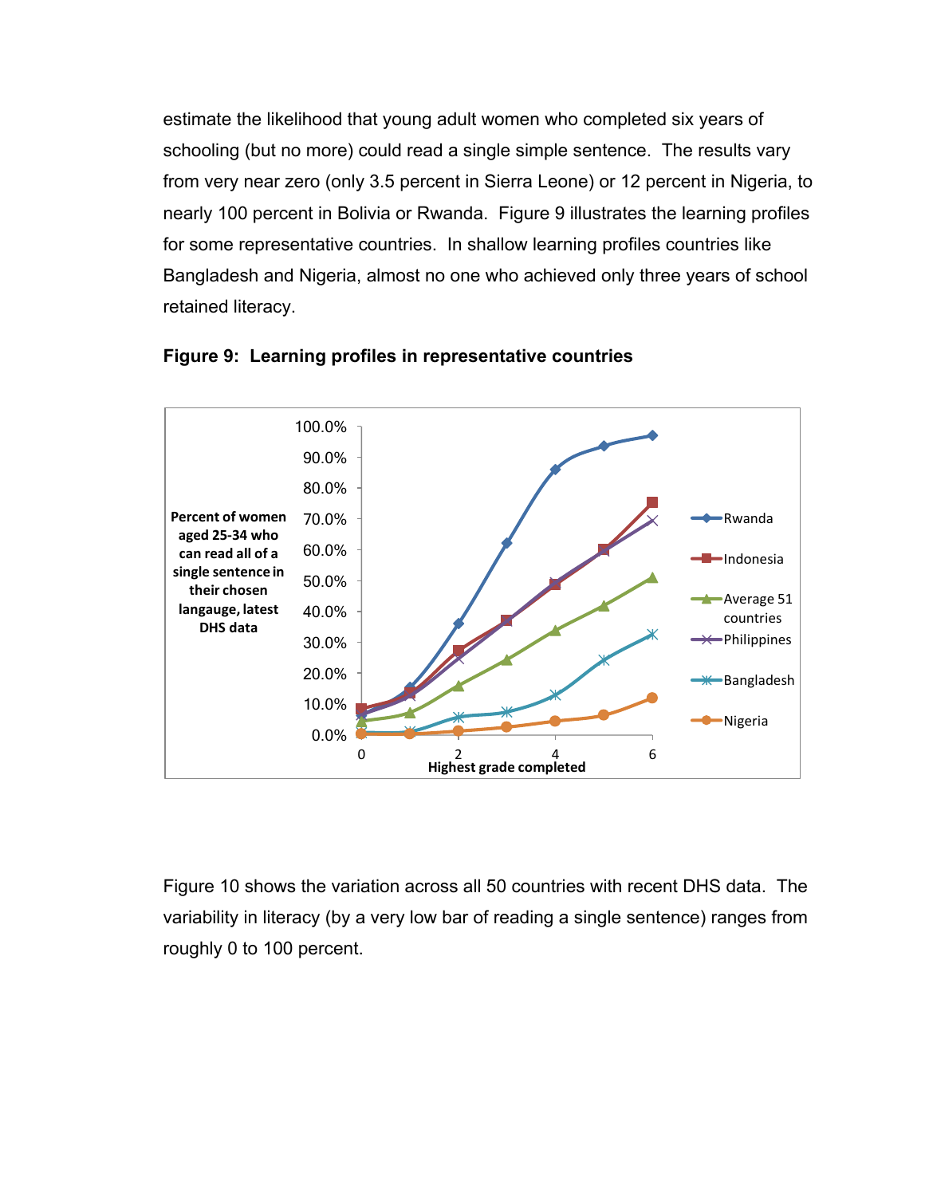estimate the likelihood that young adult women who completed six years of schooling (but no more) could read a single simple sentence. The results vary from very near zero (only 3.5 percent in Sierra Leone) or 12 percent in Nigeria, to nearly 100 percent in Bolivia or Rwanda. Figure 9 illustrates the learning profiles for some representative countries. In shallow learning profiles countries like Bangladesh and Nigeria, almost no one who achieved only three years of school retained literacy.

**Figure 9: Learning profiles in representative countries**

Figure 10 shows the variation across all 50 countries with recent DHS data. The variability in literacy (by a very low bar of reading a single sentence) ranges from roughly 0 to 100 percent.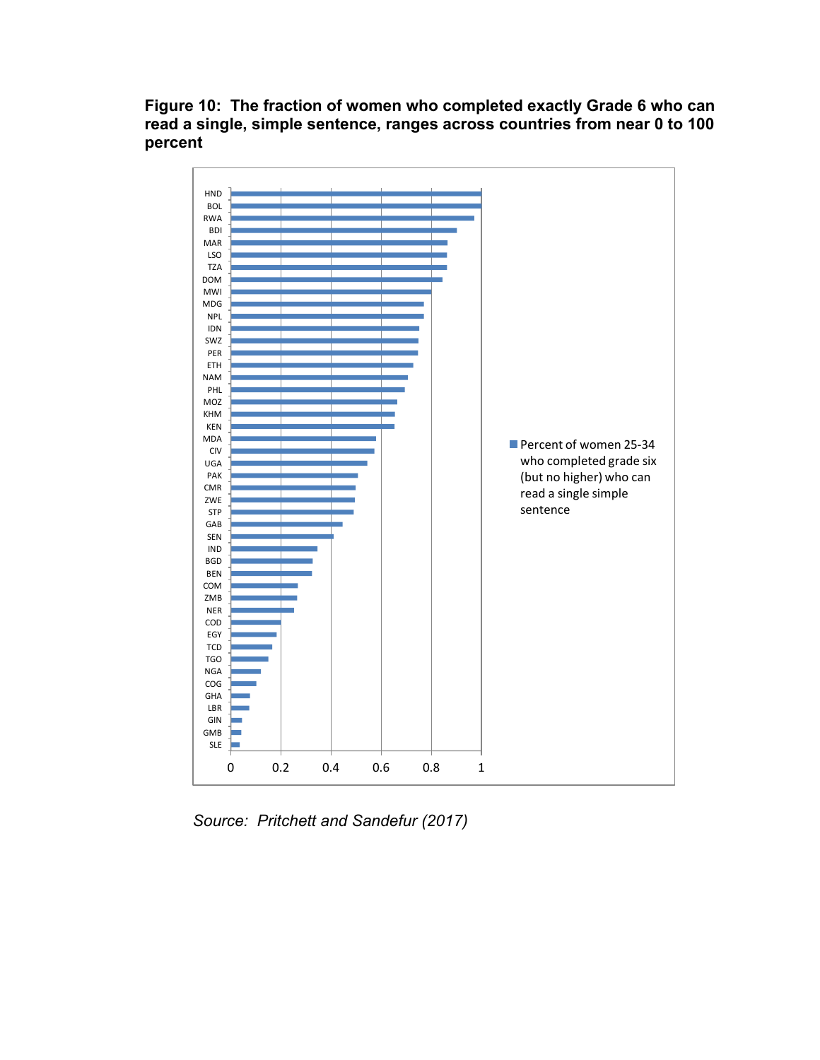**Figure 10: The fraction of women who completed exactly Grade 6 who can read a single, simple sentence, ranges across countries from near 0 to 100 percent**

*Source: Pritchett and Sandefur (2017)*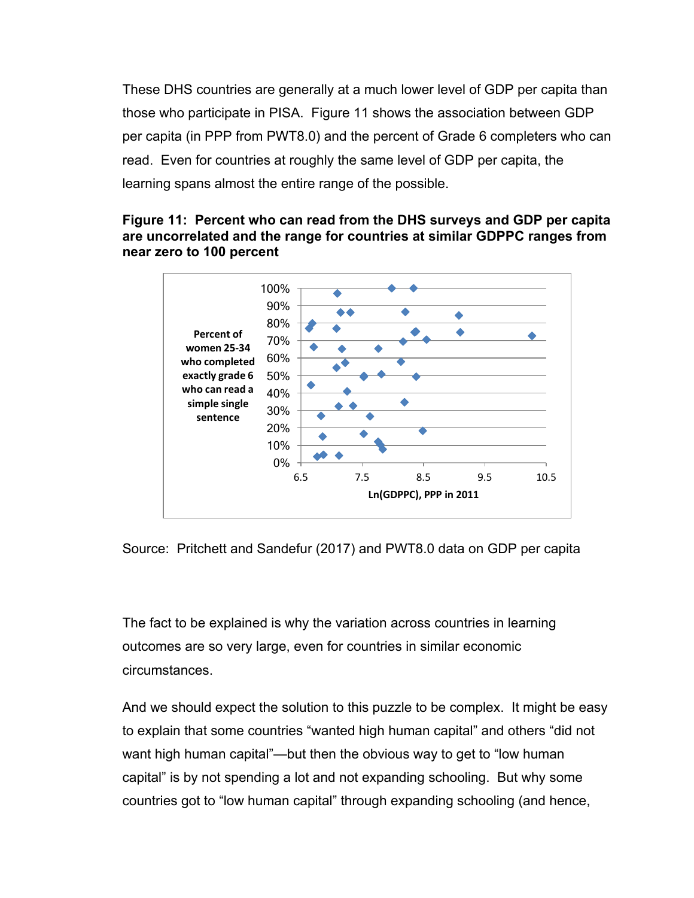These DHS countries are generally at a much lower level of GDP per capita than those who participate in PISA. Figure 11 shows the association between GDP per capita (in PPP from PWT8.0) and the percent of Grade 6 completers who can read. Even for countries at roughly the same level of GDP per capita, the learning spans almost the entire range of the possible.

**Figure 11: Percent who can read from the DHS surveys and GDP per capita are uncorrelated and the range for countries at similar GDPPC ranges from near zero to 100 percent**

Source: Pritchett and Sandefur (2017) and PWT8.0 data on GDP per capita

The fact to be explained is why the variation across countries in learning outcomes are so very large, even for countries in similar economic circumstances.

And we should expect the solution to this puzzle to be complex. It might be easy to explain that some countries "wanted high human capital" and others "did not want high human capital"—but then the obvious way to get to "low human capital" is by not spending a lot and not expanding schooling. But why some countries got to "low human capital" through expanding schooling (and hence,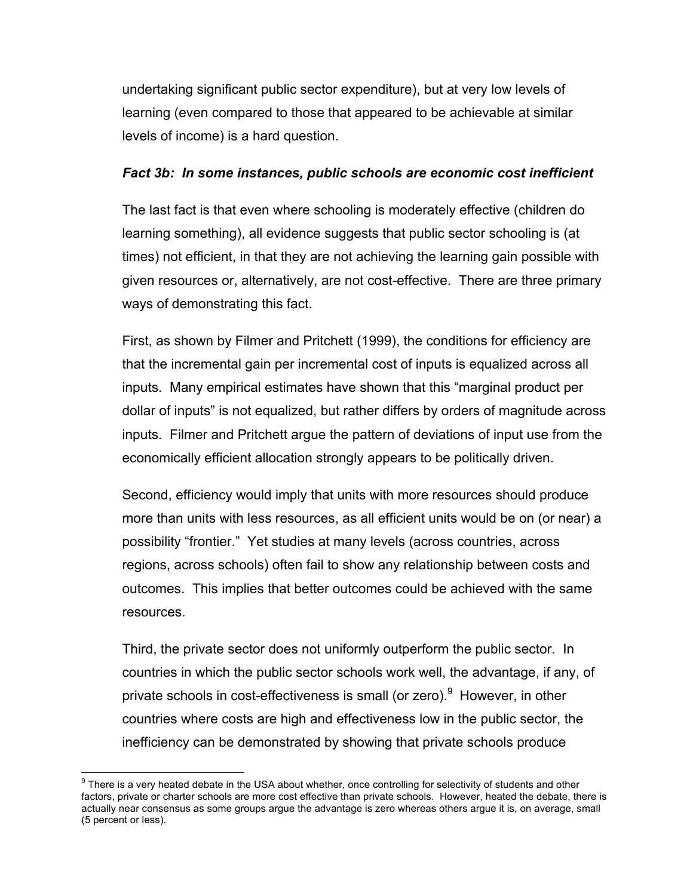undertaking significant public sector expenditure), but at very low levels of learning (even compared to those that appeared to be achievable at similar levels of income) is a hard question.

***Fact 3b: In some instances, public schools are economic cost inefficient***

The last fact is that even where schooling is moderately effective (children do learning something), all evidence suggests that public sector schooling is (at times) not efficient, in that they are not achieving the learning gain possible with given resources or, alternatively, are not cost-effective. There are three primary ways of demonstrating this fact.

First, as shown by Filmer and Pritchett (1999), the conditions for efficiency are that the incremental gain per incremental cost of inputs is equalized across all inputs. Many empirical estimates have shown that this "marginal product per dollar of inputs" is not equalized, but rather differs by orders of magnitude across inputs. Filmer and Pritchett argue the pattern of deviations of input use from the economically efficient allocation strongly appears to be politically driven.

Second, efficiency would imply that units with more resources should produce more than units with less resources, as all efficient units would be on (or near) a possibility "frontier." Yet studies at many levels (across countries, across regions, across schools) often fail to show any relationship between costs and outcomes. This implies that better outcomes could be achieved with the same resources.

Third, the private sector does not uniformly outperform the public sector. In countries in which the public sector schools work well, the advantage, if any, of private schools in cost-effectiveness is small (or zero).[9] However, in other countries where costs are high and effectiveness low in the public sector, the inefficiency can be demonstrated by showing that private schools produce

---

[9] There is a very heated debate in the USA about whether, once controlling for selectivity of students and other factors, private or charter schools are more cost effective than private schools. However, heated the debate, there is actually near consensus as some groups argue the advantage is zero whereas others argue it is, on average, small (5 percent or less).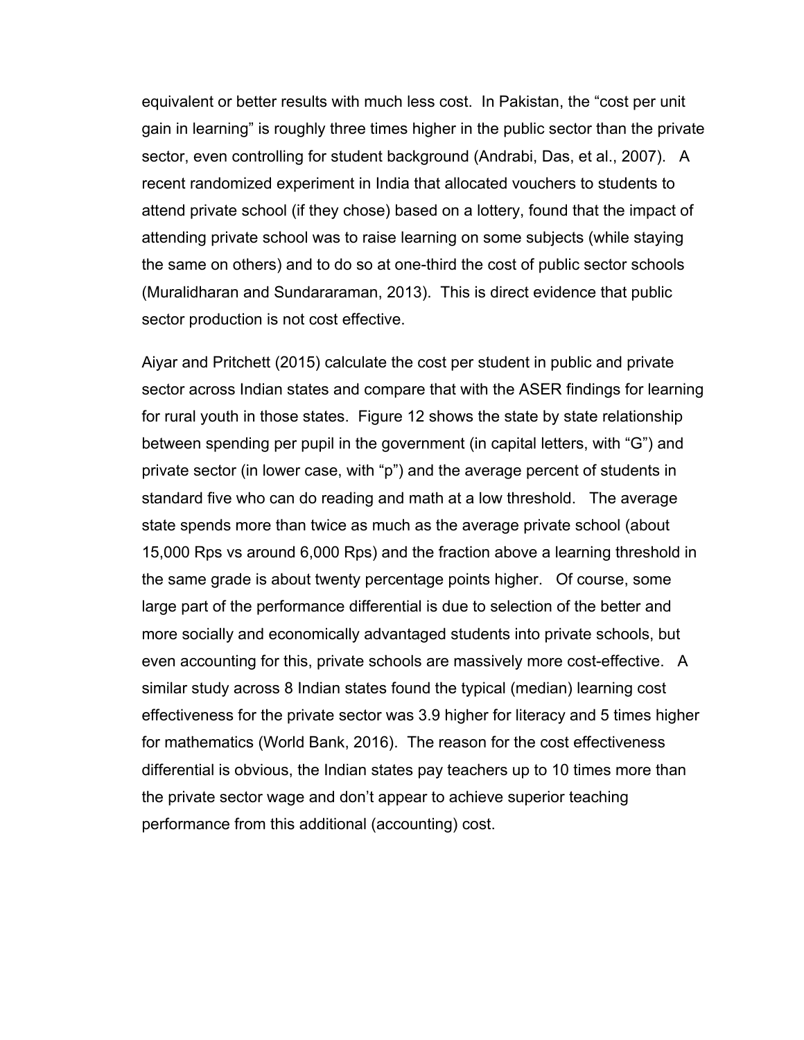equivalent or better results with much less cost. In Pakistan, the "cost per unit gain in learning" is roughly three times higher in the public sector than the private sector, even controlling for student background (Andrabi, Das, et al., 2007). A recent randomized experiment in India that allocated vouchers to students to attend private school (if they chose) based on a lottery, found that the impact of attending private school was to raise learning on some subjects (while staying the same on others) and to do so at one-third the cost of public sector schools (Muralidharan and Sundararaman, 2013). This is direct evidence that public sector production is not cost effective.

Aiyar and Pritchett (2015) calculate the cost per student in public and private sector across Indian states and compare that with the ASER findings for learning for rural youth in those states. Figure 12 shows the state by state relationship between spending per pupil in the government (in capital letters, with "G") and private sector (in lower case, with "p") and the average percent of students in standard five who can do reading and math at a low threshold. The average state spends more than twice as much as the average private school (about 15,000 Rps vs around 6,000 Rps) and the fraction above a learning threshold in the same grade is about twenty percentage points higher. Of course, some large part of the performance differential is due to selection of the better and more socially and economically advantaged students into private schools, but even accounting for this, private schools are massively more cost-effective. A similar study across 8 Indian states found the typical (median) learning cost effectiveness for the private sector was 3.9 higher for literacy and 5 times higher for mathematics (World Bank, 2016). The reason for the cost effectiveness differential is obvious, the Indian states pay teachers up to 10 times more than the private sector wage and don't appear to achieve superior teaching performance from this additional (accounting) cost.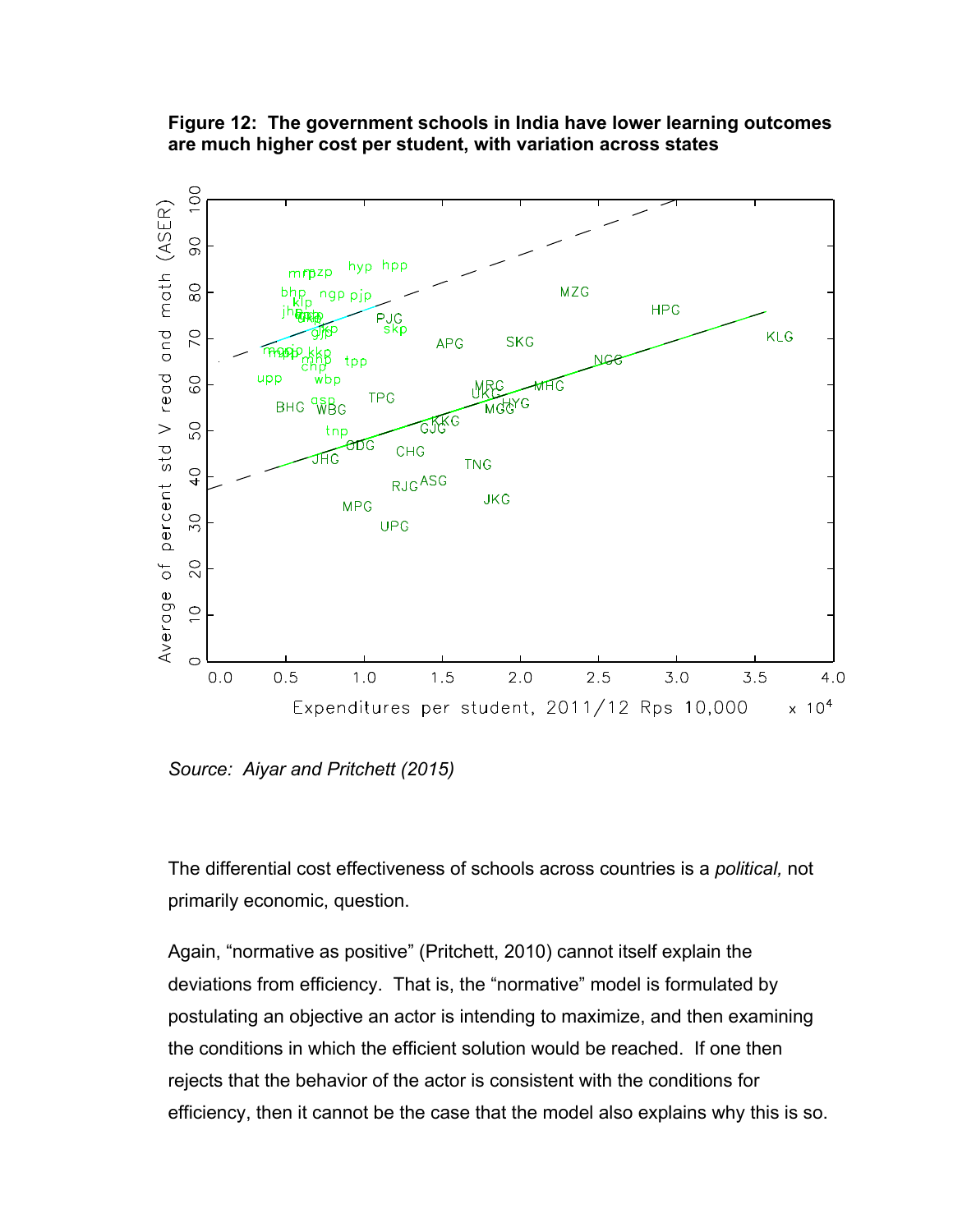**Figure 12: The government schools in India have lower learning outcomes are much higher cost per student, with variation across states**

*Source: Aiyar and Pritchett (2015)*

The differential cost effectiveness of schools across countries is a *political,* not primarily economic, question.

Again, "normative as positive" (Pritchett, 2010) cannot itself explain the deviations from efficiency. That is, the "normative" model is formulated by postulating an objective an actor is intending to maximize, and then examining the conditions in which the efficient solution would be reached. If one then rejects that the behavior of the actor is consistent with the conditions for efficiency, then it cannot be the case that the model also explains why this is so.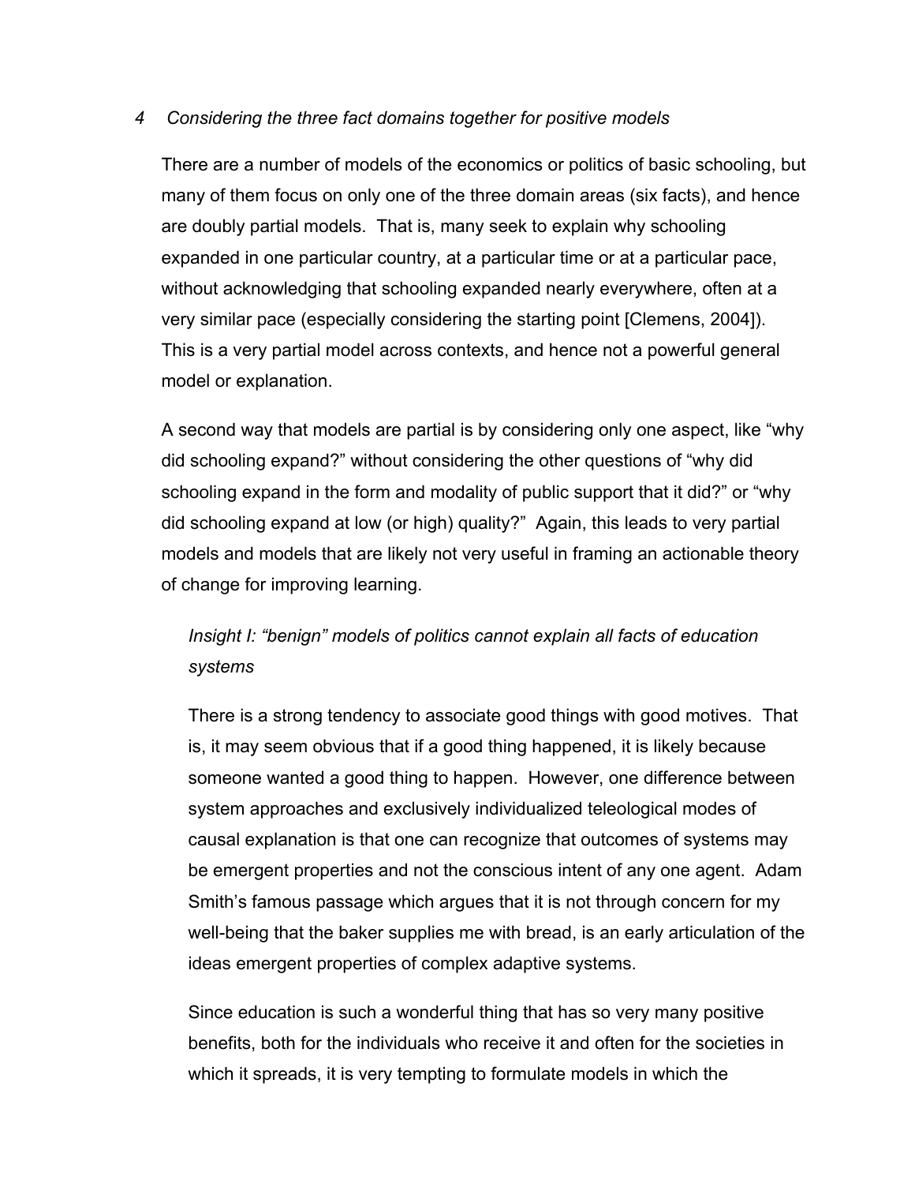*4 Considering the three fact domains together for positive models*

There are a number of models of the economics or politics of basic schooling, but many of them focus on only one of the three domain areas (six facts), and hence are doubly partial models. That is, many seek to explain why schooling expanded in one particular country, at a particular time or at a particular pace, without acknowledging that schooling expanded nearly everywhere, often at a very similar pace (especially considering the starting point [Clemens, 2004]). This is a very partial model across contexts, and hence not a powerful general model or explanation.

A second way that models are partial is by considering only one aspect, like "why did schooling expand?" without considering the other questions of "why did schooling expand in the form and modality of public support that it did?" or "why did schooling expand at low (or high) quality?" Again, this leads to very partial models and models that are likely not very useful in framing an actionable theory of change for improving learning.

*Insight I: "benign" models of politics cannot explain all facts of education systems*

There is a strong tendency to associate good things with good motives. That is, it may seem obvious that if a good thing happened, it is likely because someone wanted a good thing to happen. However, one difference between system approaches and exclusively individualized teleological modes of causal explanation is that one can recognize that outcomes of systems may be emergent properties and not the conscious intent of any one agent. Adam Smith's famous passage which argues that it is not through concern for my well-being that the baker supplies me with bread, is an early articulation of the ideas emergent properties of complex adaptive systems.

Since education is such a wonderful thing that has so very many positive benefits, both for the individuals who receive it and often for the societies in which it spreads, it is very tempting to formulate models in which the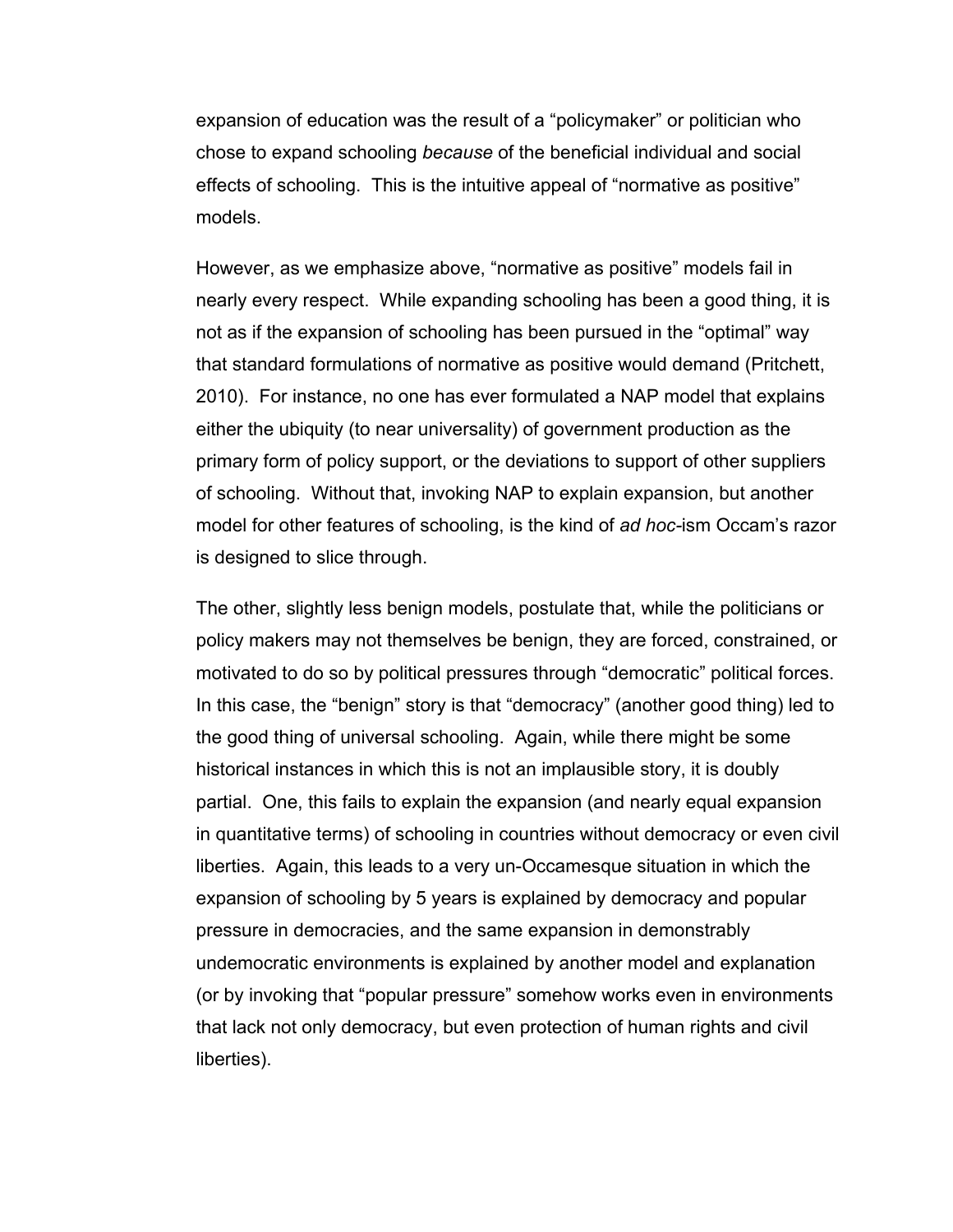expansion of education was the result of a "policymaker" or politician who chose to expand schooling *because* of the beneficial individual and social effects of schooling. This is the intuitive appeal of "normative as positive" models.

However, as we emphasize above, "normative as positive" models fail in nearly every respect. While expanding schooling has been a good thing, it is not as if the expansion of schooling has been pursued in the "optimal" way that standard formulations of normative as positive would demand (Pritchett, 2010). For instance, no one has ever formulated a NAP model that explains either the ubiquity (to near universality) of government production as the primary form of policy support, or the deviations to support of other suppliers of schooling. Without that, invoking NAP to explain expansion, but another model for other features of schooling, is the kind of *ad hoc*-ism Occam's razor is designed to slice through.

The other, slightly less benign models, postulate that, while the politicians or policy makers may not themselves be benign, they are forced, constrained, or motivated to do so by political pressures through "democratic" political forces. In this case, the "benign" story is that "democracy" (another good thing) led to the good thing of universal schooling. Again, while there might be some historical instances in which this is not an implausible story, it is doubly partial. One, this fails to explain the expansion (and nearly equal expansion in quantitative terms) of schooling in countries without democracy or even civil liberties. Again, this leads to a very un-Occamesque situation in which the expansion of schooling by 5 years is explained by democracy and popular pressure in democracies, and the same expansion in demonstrably undemocratic environments is explained by another model and explanation (or by invoking that "popular pressure" somehow works even in environments that lack not only democracy, but even protection of human rights and civil liberties).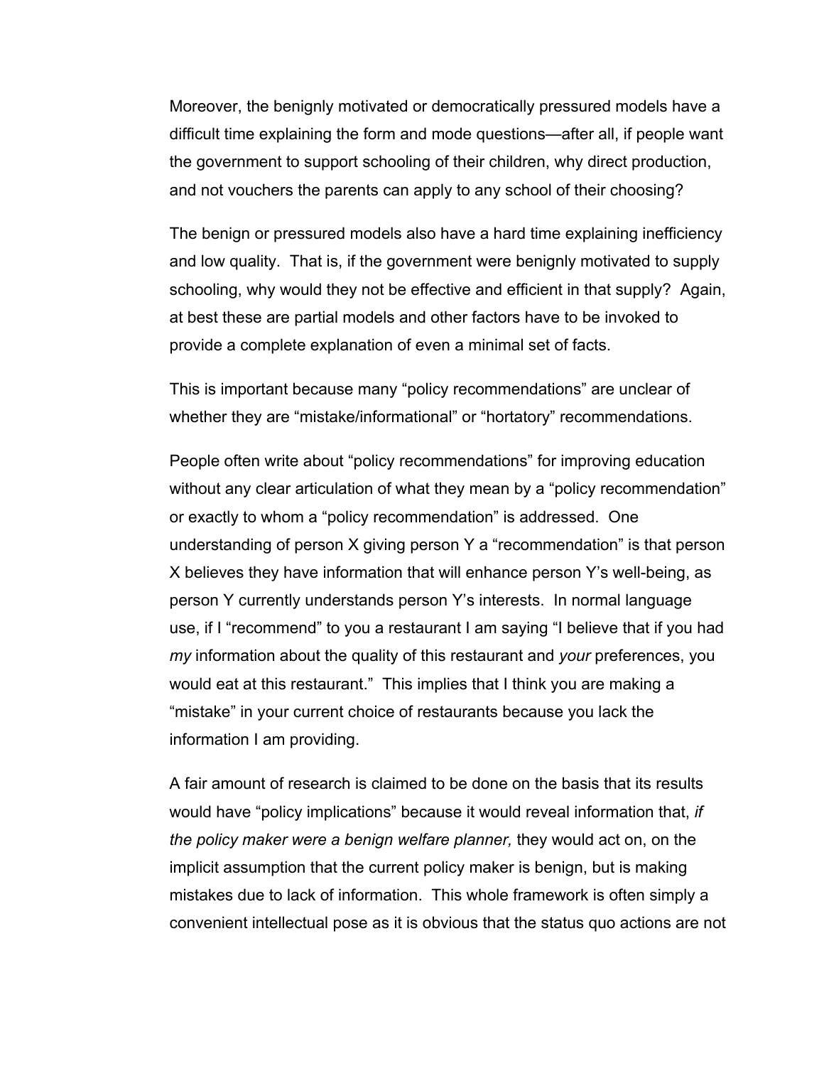Moreover, the benignly motivated or democratically pressured models have a difficult time explaining the form and mode questions—after all, if people want the government to support schooling of their children, why direct production, and not vouchers the parents can apply to any school of their choosing?

The benign or pressured models also have a hard time explaining inefficiency and low quality. That is, if the government were benignly motivated to supply schooling, why would they not be effective and efficient in that supply? Again, at best these are partial models and other factors have to be invoked to provide a complete explanation of even a minimal set of facts.

This is important because many "policy recommendations" are unclear of whether they are "mistake/informational" or "hortatory" recommendations.

People often write about "policy recommendations" for improving education without any clear articulation of what they mean by a "policy recommendation" or exactly to whom a "policy recommendation" is addressed. One understanding of person X giving person Y a "recommendation" is that person X believes they have information that will enhance person Y's well-being, as person Y currently understands person Y's interests. In normal language use, if I "recommend" to you a restaurant I am saying "I believe that if you had *my* information about the quality of this restaurant and *your* preferences, you would eat at this restaurant." This implies that I think you are making a "mistake" in your current choice of restaurants because you lack the information I am providing.

A fair amount of research is claimed to be done on the basis that its results would have "policy implications" because it would reveal information that, *if the policy maker were a benign welfare planner,* they would act on, on the implicit assumption that the current policy maker is benign, but is making mistakes due to lack of information. This whole framework is often simply a convenient intellectual pose as it is obvious that the status quo actions are not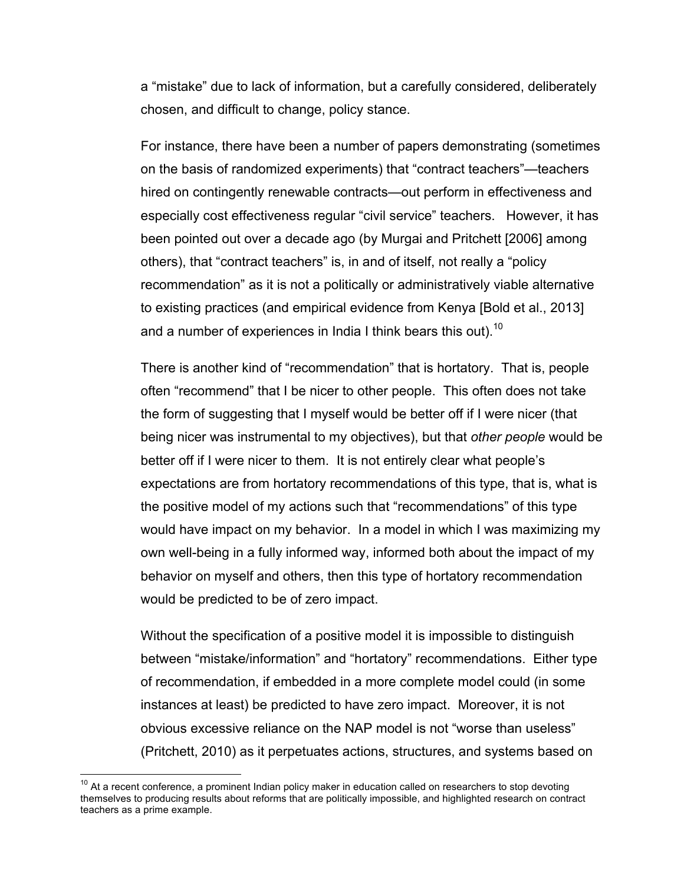a "mistake" due to lack of information, but a carefully considered, deliberately chosen, and difficult to change, policy stance.

For instance, there have been a number of papers demonstrating (sometimes on the basis of randomized experiments) that "contract teachers"—teachers hired on contingently renewable contracts—out perform in effectiveness and especially cost effectiveness regular "civil service" teachers. However, it has been pointed out over a decade ago (by Murgai and Pritchett [2006] among others), that "contract teachers" is, in and of itself, not really a "policy recommendation" as it is not a politically or administratively viable alternative to existing practices (and empirical evidence from Kenya [Bold et al., 2013] and a number of experiences in India I think bears this out).[10]

There is another kind of "recommendation" that is hortatory. That is, people often "recommend" that I be nicer to other people. This often does not take the form of suggesting that I myself would be better off if I were nicer (that being nicer was instrumental to my objectives), but that *other people* would be better off if I were nicer to them. It is not entirely clear what people's expectations are from hortatory recommendations of this type, that is, what is the positive model of my actions such that "recommendations" of this type would have impact on my behavior. In a model in which I was maximizing my own well-being in a fully informed way, informed both about the impact of my behavior on myself and others, then this type of hortatory recommendation would be predicted to be of zero impact.

Without the specification of a positive model it is impossible to distinguish between "mistake/information" and "hortatory" recommendations. Either type of recommendation, if embedded in a more complete model could (in some instances at least) be predicted to have zero impact. Moreover, it is not obvious excessive reliance on the NAP model is not "worse than useless" (Pritchett, 2010) as it perpetuates actions, structures, and systems based on

[10] At a recent conference, a prominent Indian policy maker in education called on researchers to stop devoting themselves to producing results about reforms that are politically impossible, and highlighted research on contract teachers as a prime example.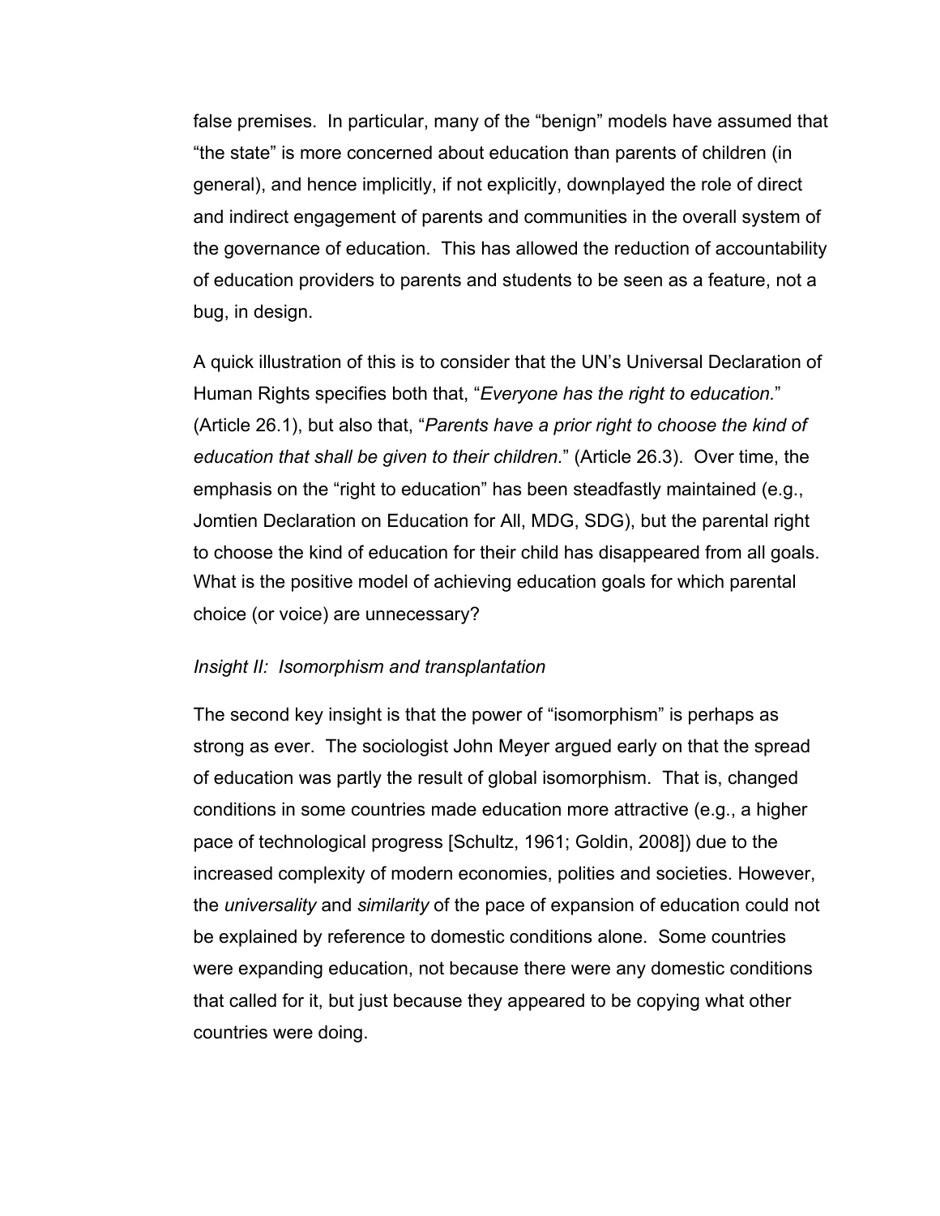false premises. In particular, many of the "benign" models have assumed that "the state" is more concerned about education than parents of children (in general), and hence implicitly, if not explicitly, downplayed the role of direct and indirect engagement of parents and communities in the overall system of the governance of education. This has allowed the reduction of accountability of education providers to parents and students to be seen as a feature, not a bug, in design.

A quick illustration of this is to consider that the UN's Universal Declaration of Human Rights specifies both that, "*Everyone has the right to education.*" (Article 26.1), but also that, "*Parents have a prior right to choose the kind of education that shall be given to their children.*" (Article 26.3). Over time, the emphasis on the "right to education" has been steadfastly maintained (e.g., Jomtien Declaration on Education for All, MDG, SDG), but the parental right to choose the kind of education for their child has disappeared from all goals. What is the positive model of achieving education goals for which parental choice (or voice) are unnecessary?

*Insight II: Isomorphism and transplantation*

The second key insight is that the power of "isomorphism" is perhaps as strong as ever. The sociologist John Meyer argued early on that the spread of education was partly the result of global isomorphism. That is, changed conditions in some countries made education more attractive (e.g., a higher pace of technological progress [Schultz, 1961; Goldin, 2008]) due to the increased complexity of modern economies, polities and societies. However, the *universality* and *similarity* of the pace of expansion of education could not be explained by reference to domestic conditions alone. Some countries were expanding education, not because there were any domestic conditions that called for it, but just because they appeared to be copying what other countries were doing.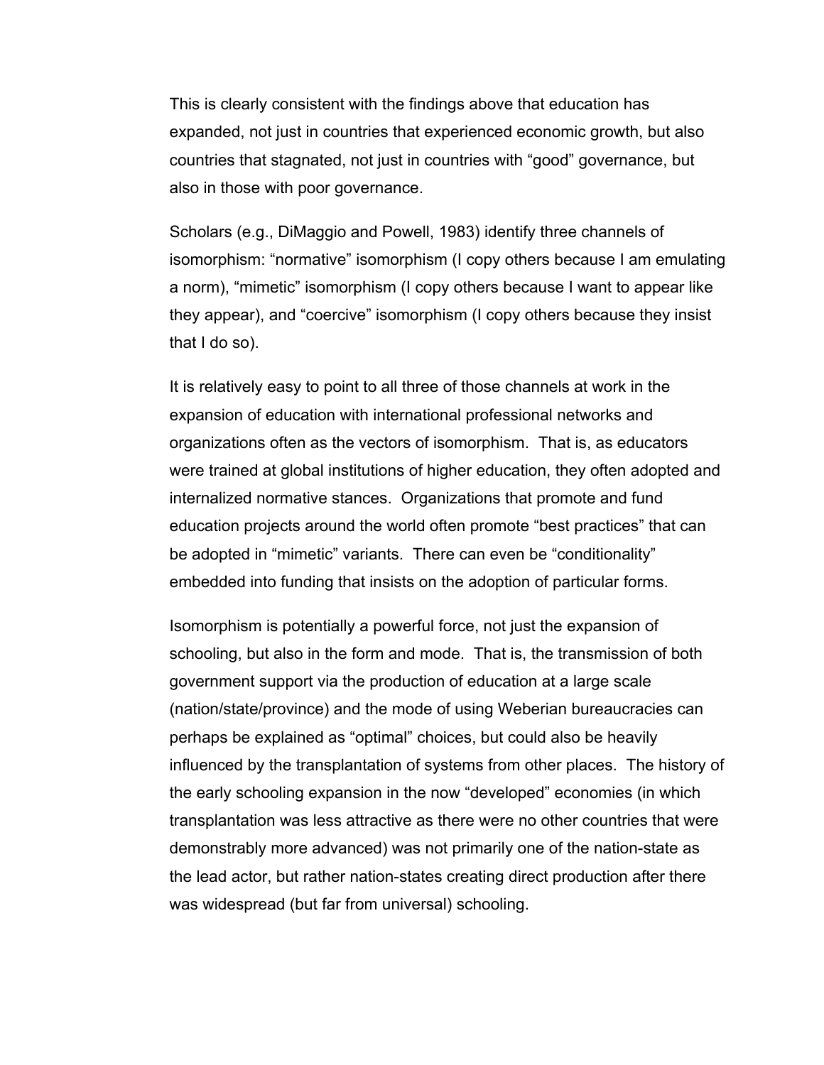This is clearly consistent with the findings above that education has expanded, not just in countries that experienced economic growth, but also countries that stagnated, not just in countries with "good" governance, but also in those with poor governance.

Scholars (e.g., DiMaggio and Powell, 1983) identify three channels of isomorphism: "normative" isomorphism (I copy others because I am emulating a norm), "mimetic" isomorphism (I copy others because I want to appear like they appear), and "coercive" isomorphism (I copy others because they insist that I do so).

It is relatively easy to point to all three of those channels at work in the expansion of education with international professional networks and organizations often as the vectors of isomorphism. That is, as educators were trained at global institutions of higher education, they often adopted and internalized normative stances. Organizations that promote and fund education projects around the world often promote "best practices" that can be adopted in "mimetic" variants. There can even be "conditionality" embedded into funding that insists on the adoption of particular forms.

Isomorphism is potentially a powerful force, not just the expansion of schooling, but also in the form and mode. That is, the transmission of both government support via the production of education at a large scale (nation/state/province) and the mode of using Weberian bureaucracies can perhaps be explained as "optimal" choices, but could also be heavily influenced by the transplantation of systems from other places. The history of the early schooling expansion in the now "developed" economies (in which transplantation was less attractive as there were no other countries that were demonstrably more advanced) was not primarily one of the nation-state as the lead actor, but rather nation-states creating direct production after there was widespread (but far from universal) schooling.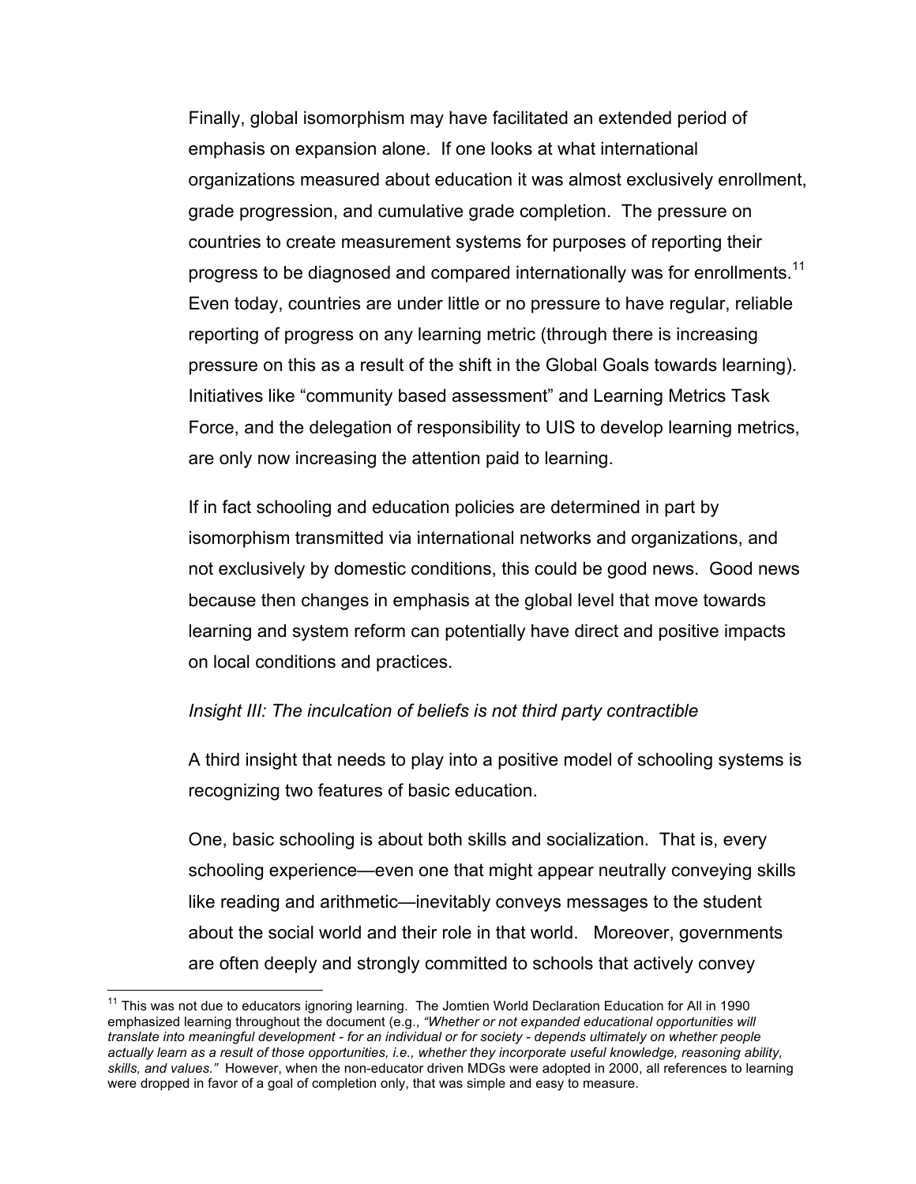Finally, global isomorphism may have facilitated an extended period of emphasis on expansion alone. If one looks at what international organizations measured about education it was almost exclusively enrollment, grade progression, and cumulative grade completion. The pressure on countries to create measurement systems for purposes of reporting their progress to be diagnosed and compared internationally was for enrollments.[11] Even today, countries are under little or no pressure to have regular, reliable reporting of progress on any learning metric (through there is increasing pressure on this as a result of the shift in the Global Goals towards learning). Initiatives like "community based assessment" and Learning Metrics Task Force, and the delegation of responsibility to UIS to develop learning metrics, are only now increasing the attention paid to learning.

If in fact schooling and education policies are determined in part by isomorphism transmitted via international networks and organizations, and not exclusively by domestic conditions, this could be good news. Good news because then changes in emphasis at the global level that move towards learning and system reform can potentially have direct and positive impacts on local conditions and practices.

*Insight III: The inculcation of beliefs is not third party contractible*

A third insight that needs to play into a positive model of schooling systems is recognizing two features of basic education.

One, basic schooling is about both skills and socialization. That is, every schooling experience—even one that might appear neutrally conveying skills like reading and arithmetic—inevitably conveys messages to the student about the social world and their role in that world. Moreover, governments are often deeply and strongly committed to schools that actively convey

[11] This was not due to educators ignoring learning. The Jomtien World Declaration Education for All in 1990 emphasized learning throughout the document (e.g., *"Whether or not expanded educational opportunities will translate into meaningful development - for an individual or for society - depends ultimately on whether people actually learn as a result of those opportunities, i.e., whether they incorporate useful knowledge, reasoning ability, skills, and values."* However, when the non-educator driven MDGs were adopted in 2000, all references to learning were dropped in favor of a goal of completion only, that was simple and easy to measure.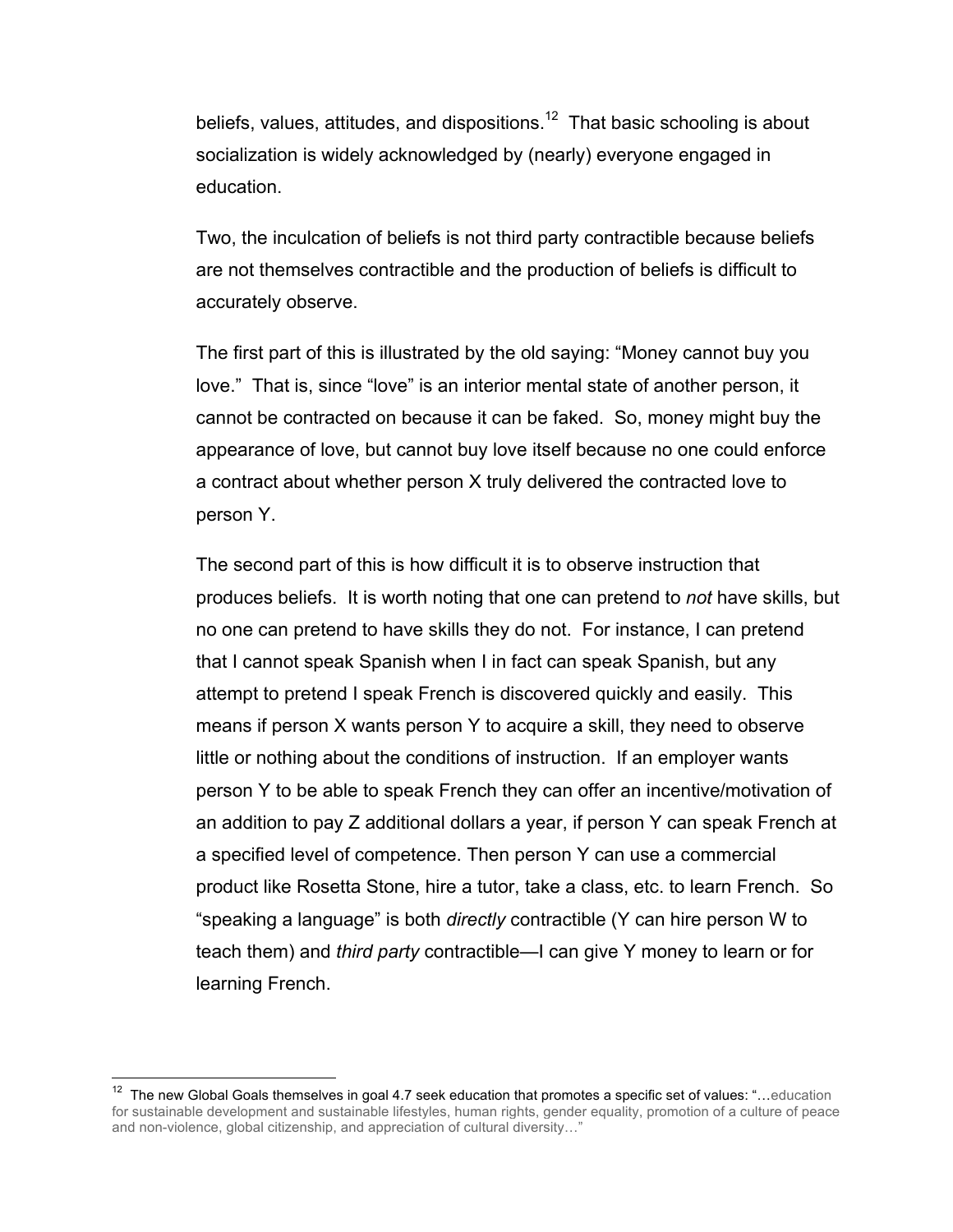beliefs, values, attitudes, and dispositions.[12] That basic schooling is about socialization is widely acknowledged by (nearly) everyone engaged in education.

Two, the inculcation of beliefs is not third party contractible because beliefs are not themselves contractible and the production of beliefs is difficult to accurately observe.

The first part of this is illustrated by the old saying: "Money cannot buy you love." That is, since "love" is an interior mental state of another person, it cannot be contracted on because it can be faked. So, money might buy the appearance of love, but cannot buy love itself because no one could enforce a contract about whether person X truly delivered the contracted love to person Y.

The second part of this is how difficult it is to observe instruction that produces beliefs. It is worth noting that one can pretend to *not* have skills, but no one can pretend to have skills they do not. For instance, I can pretend that I cannot speak Spanish when I in fact can speak Spanish, but any attempt to pretend I speak French is discovered quickly and easily. This means if person X wants person Y to acquire a skill, they need to observe little or nothing about the conditions of instruction. If an employer wants person Y to be able to speak French they can offer an incentive/motivation of an addition to pay Z additional dollars a year, if person Y can speak French at a specified level of competence. Then person Y can use a commercial product like Rosetta Stone, hire a tutor, take a class, etc. to learn French. So "speaking a language" is both *directly* contractible (Y can hire person W to teach them) and *third party* contractible—I can give Y money to learn or for learning French.

---

[12] The new Global Goals themselves in goal 4.7 seek education that promotes a specific set of values: "…education for sustainable development and sustainable lifestyles, human rights, gender equality, promotion of a culture of peace and non-violence, global citizenship, and appreciation of cultural diversity…"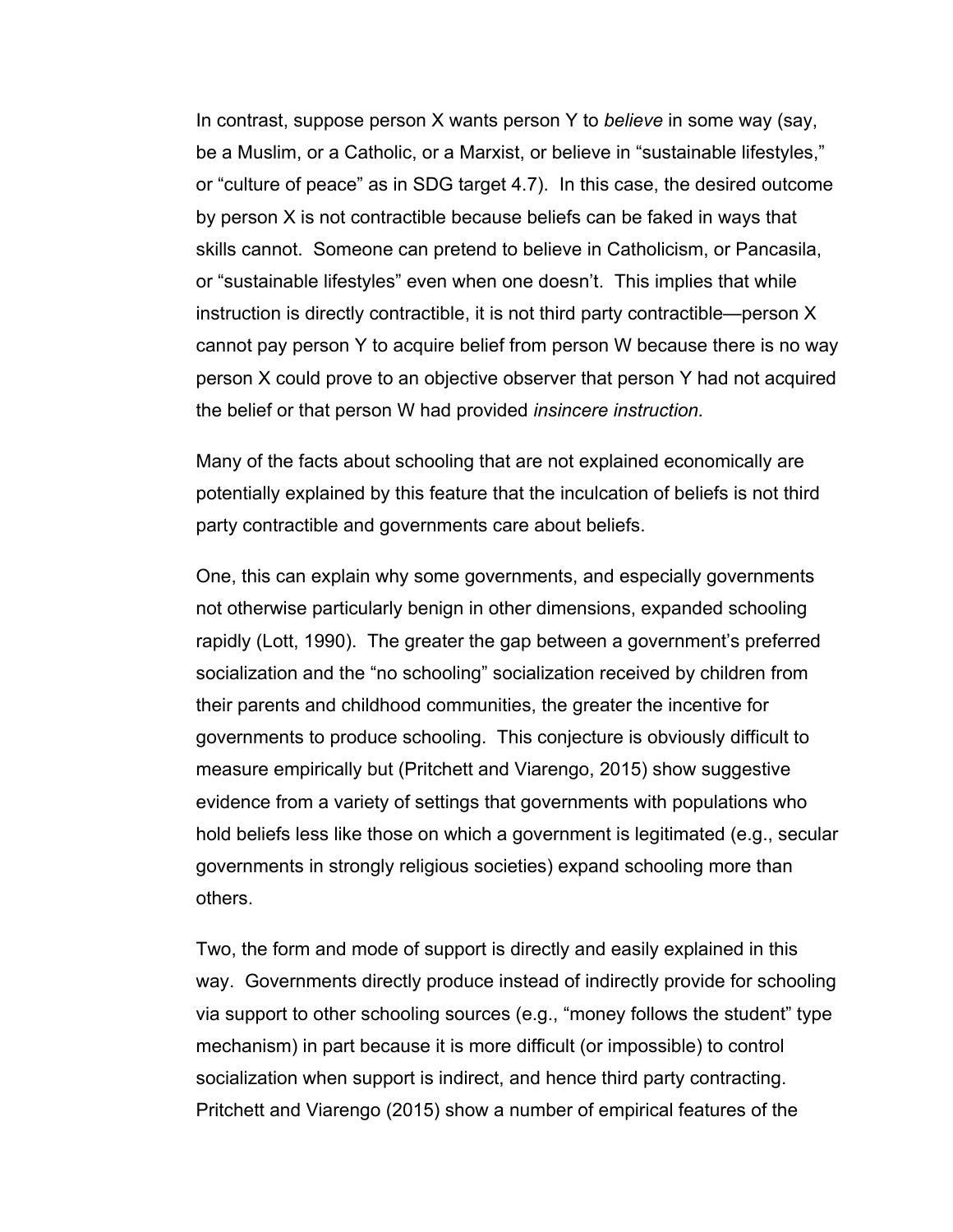In contrast, suppose person X wants person Y to *believe* in some way (say, be a Muslim, or a Catholic, or a Marxist, or believe in "sustainable lifestyles," or "culture of peace" as in SDG target 4.7). In this case, the desired outcome by person X is not contractible because beliefs can be faked in ways that skills cannot. Someone can pretend to believe in Catholicism, or Pancasila, or "sustainable lifestyles" even when one doesn't. This implies that while instruction is directly contractible, it is not third party contractible—person X cannot pay person Y to acquire belief from person W because there is no way person X could prove to an objective observer that person Y had not acquired the belief or that person W had provided *insincere instruction.*

Many of the facts about schooling that are not explained economically are potentially explained by this feature that the inculcation of beliefs is not third party contractible and governments care about beliefs.

One, this can explain why some governments, and especially governments not otherwise particularly benign in other dimensions, expanded schooling rapidly (Lott, 1990). The greater the gap between a government's preferred socialization and the "no schooling" socialization received by children from their parents and childhood communities, the greater the incentive for governments to produce schooling. This conjecture is obviously difficult to measure empirically but (Pritchett and Viarengo, 2015) show suggestive evidence from a variety of settings that governments with populations who hold beliefs less like those on which a government is legitimated (e.g., secular governments in strongly religious societies) expand schooling more than others.

Two, the form and mode of support is directly and easily explained in this way. Governments directly produce instead of indirectly provide for schooling via support to other schooling sources (e.g., "money follows the student" type mechanism) in part because it is more difficult (or impossible) to control socialization when support is indirect, and hence third party contracting. Pritchett and Viarengo (2015) show a number of empirical features of the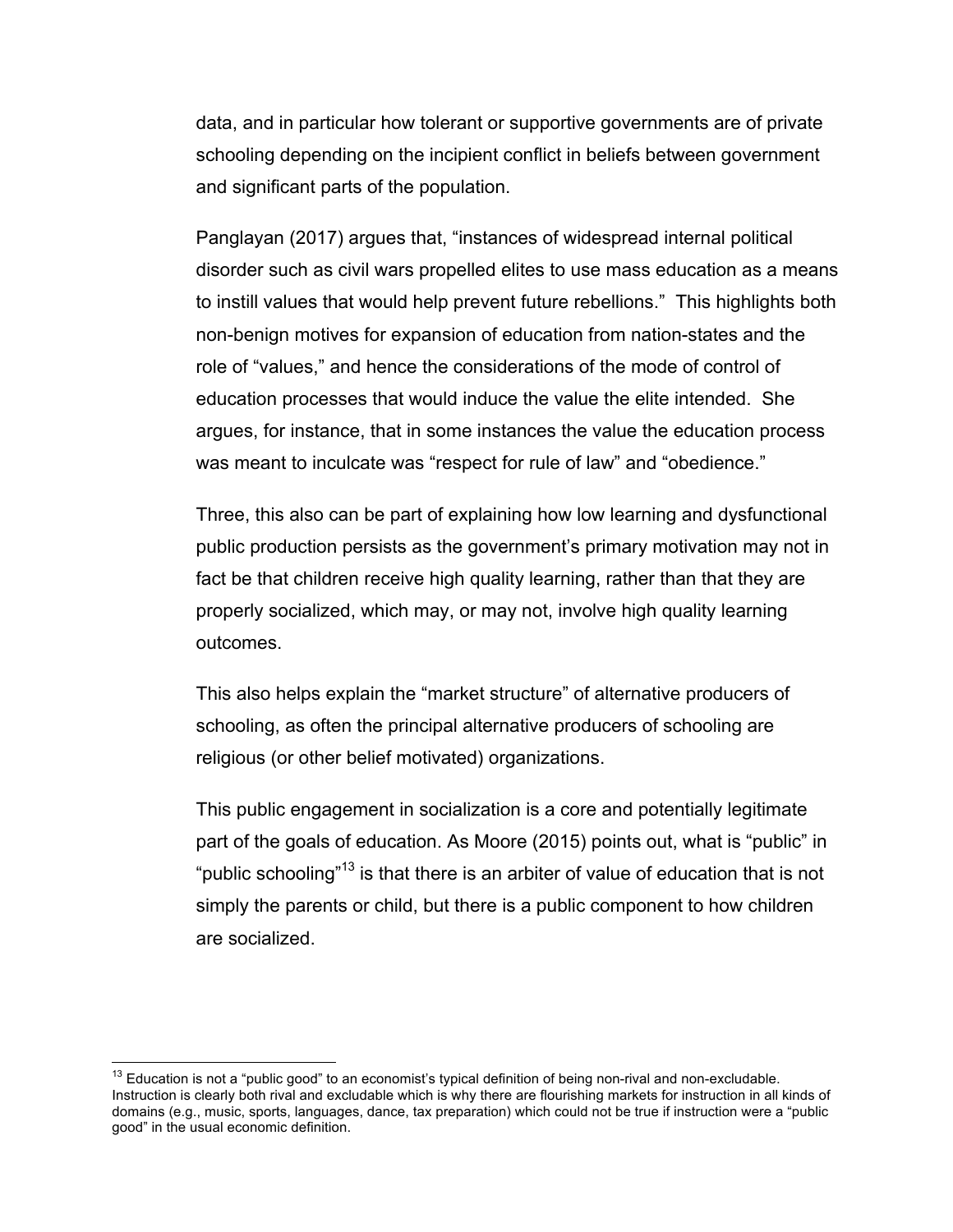data, and in particular how tolerant or supportive governments are of private schooling depending on the incipient conflict in beliefs between government and significant parts of the population.

Panglayan (2017) argues that, "instances of widespread internal political disorder such as civil wars propelled elites to use mass education as a means to instill values that would help prevent future rebellions." This highlights both non-benign motives for expansion of education from nation-states and the role of "values," and hence the considerations of the mode of control of education processes that would induce the value the elite intended. She argues, for instance, that in some instances the value the education process was meant to inculcate was "respect for rule of law" and "obedience."

Three, this also can be part of explaining how low learning and dysfunctional public production persists as the government's primary motivation may not in fact be that children receive high quality learning, rather than that they are properly socialized, which may, or may not, involve high quality learning outcomes.

This also helps explain the "market structure" of alternative producers of schooling, as often the principal alternative producers of schooling are religious (or other belief motivated) organizations.

This public engagement in socialization is a core and potentially legitimate part of the goals of education. As Moore (2015) points out, what is "public" in "public schooling"[13] is that there is an arbiter of value of education that is not simply the parents or child, but there is a public component to how children are socialized.

---

[13] Education is not a "public good" to an economist's typical definition of being non-rival and non-excludable. Instruction is clearly both rival and excludable which is why there are flourishing markets for instruction in all kinds of domains (e.g., music, sports, languages, dance, tax preparation) which could not be true if instruction were a "public good" in the usual economic definition.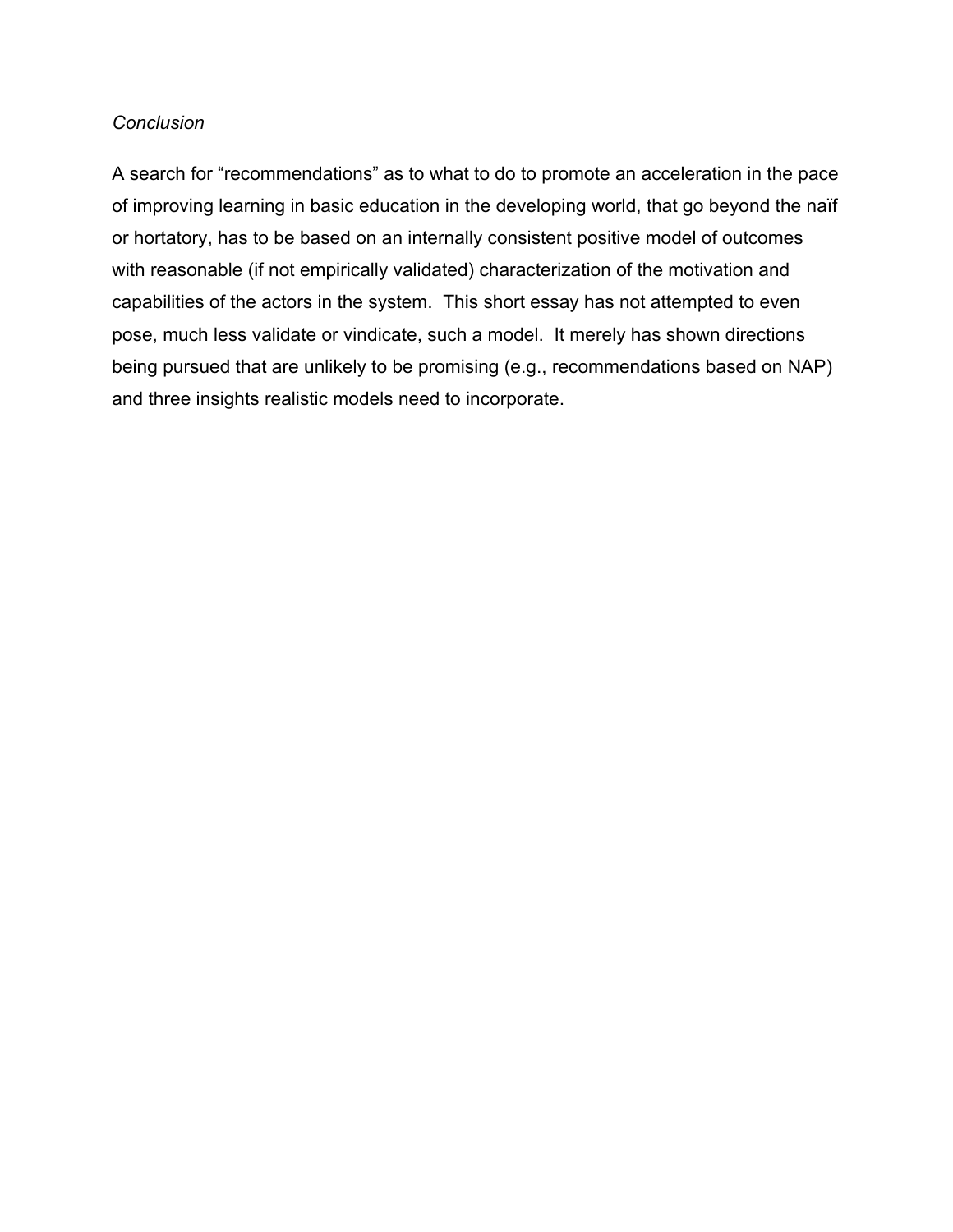*Conclusion*

A search for “recommendations” as to what to do to promote an acceleration in the pace of improving learning in basic education in the developing world, that go beyond the naïf or hortatory, has to be based on an internally consistent positive model of outcomes with reasonable (if not empirically validated) characterization of the motivation and capabilities of the actors in the system. This short essay has not attempted to even pose, much less validate or vindicate, such a model. It merely has shown directions being pursued that are unlikely to be promising (e.g., recommendations based on NAP) and three insights realistic models need to incorporate.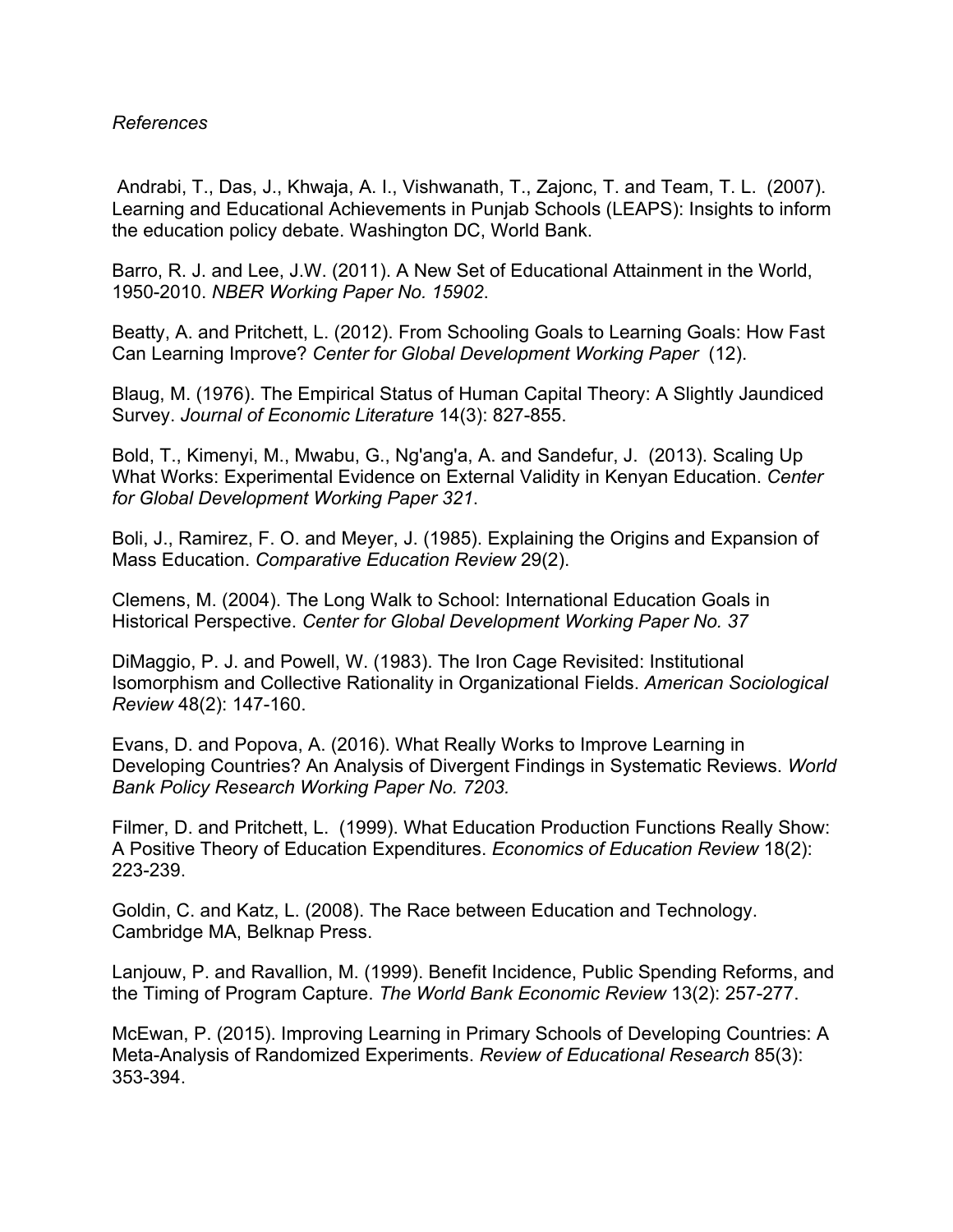*References*

Andrabi, T., Das, J., Khwaja, A. I., Vishwanath, T., Zajonc, T. and Team, T. L. (2007). Learning and Educational Achievements in Punjab Schools (LEAPS): Insights to inform the education policy debate. Washington DC, World Bank.

Barro, R. J. and Lee, J.W. (2011). A New Set of Educational Attainment in the World, 1950-2010. *NBER Working Paper No. 15902*.

Beatty, A. and Pritchett, L. (2012). From Schooling Goals to Learning Goals: How Fast Can Learning Improve? *Center for Global Development Working Paper* (12).

Blaug, M. (1976). The Empirical Status of Human Capital Theory: A Slightly Jaundiced Survey. *Journal of Economic Literature* 14(3): 827-855.

Bold, T., Kimenyi, M., Mwabu, G., Ng'ang'a, A. and Sandefur, J. (2013). Scaling Up What Works: Experimental Evidence on External Validity in Kenyan Education. *Center for Global Development Working Paper 321*.

Boli, J., Ramirez, F. O. and Meyer, J. (1985). Explaining the Origins and Expansion of Mass Education. *Comparative Education Review* 29(2).

Clemens, M. (2004). The Long Walk to School: International Education Goals in Historical Perspective. *Center for Global Development Working Paper No. 37*

DiMaggio, P. J. and Powell, W. (1983). The Iron Cage Revisited: Institutional Isomorphism and Collective Rationality in Organizational Fields. *American Sociological Review* 48(2): 147-160.

Evans, D. and Popova, A. (2016). What Really Works to Improve Learning in Developing Countries? An Analysis of Divergent Findings in Systematic Reviews. *World Bank Policy Research Working Paper No. 7203.*

Filmer, D. and Pritchett, L. (1999). What Education Production Functions Really Show: A Positive Theory of Education Expenditures. *Economics of Education Review* 18(2): 223-239.

Goldin, C. and Katz, L. (2008). The Race between Education and Technology. Cambridge MA, Belknap Press.

Lanjouw, P. and Ravallion, M. (1999). Benefit Incidence, Public Spending Reforms, and the Timing of Program Capture. *The World Bank Economic Review* 13(2): 257-277.

McEwan, P. (2015). Improving Learning in Primary Schools of Developing Countries: A Meta-Analysis of Randomized Experiments. *Review of Educational Research* 85(3): 353-394.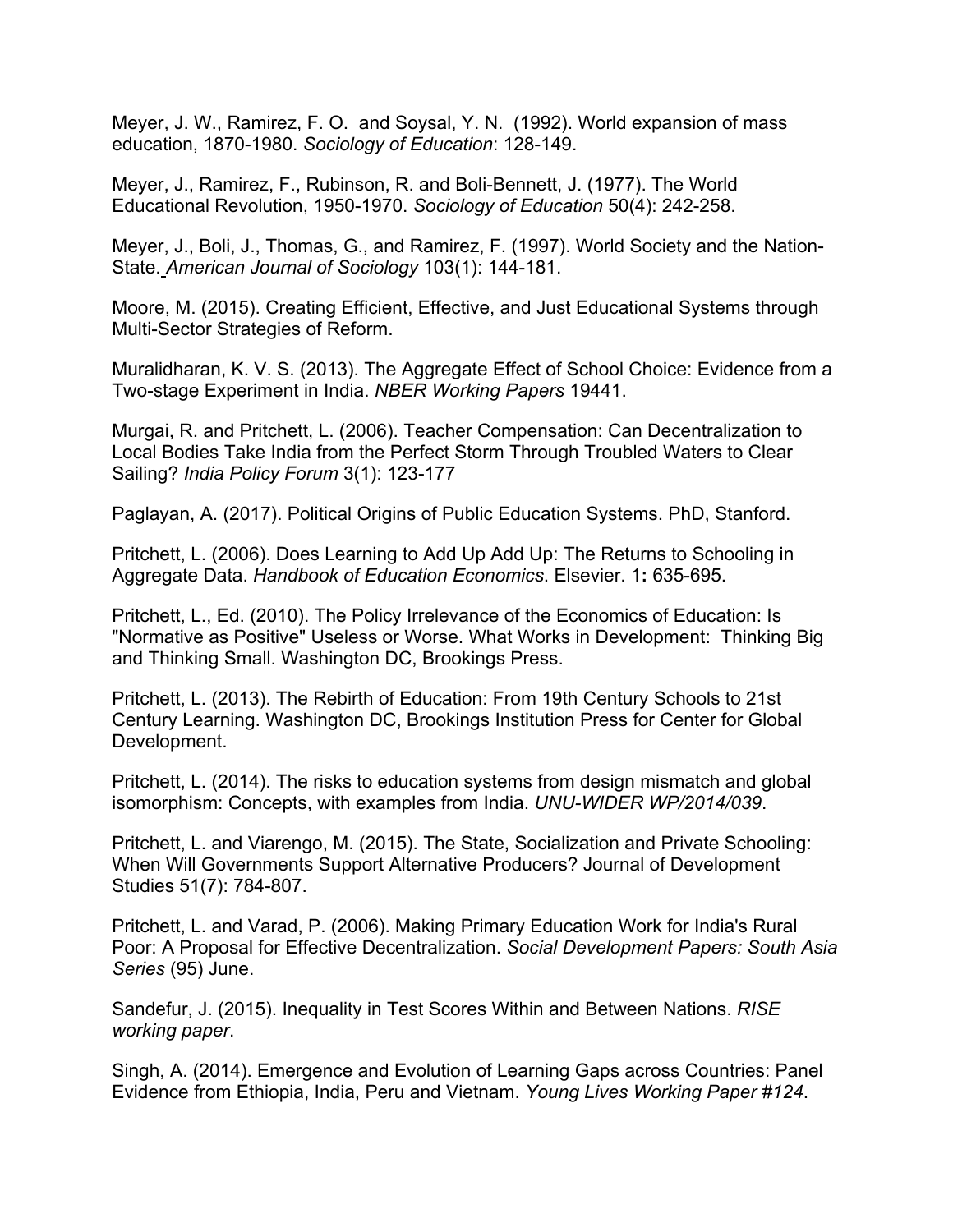Meyer, J. W., Ramirez, F. O. and Soysal, Y. N. (1992). World expansion of mass education, 1870-1980. *Sociology of Education*: 128-149.

Meyer, J., Ramirez, F., Rubinson, R. and Boli-Bennett, J. (1977). The World Educational Revolution, 1950-1970. *Sociology of Education* 50(4): 242-258.

Meyer, J., Boli, J., Thomas, G., and Ramirez, F. (1997). World Society and the Nation-State. *American Journal of Sociology* 103(1): 144-181.

Moore, M. (2015). Creating Efficient, Effective, and Just Educational Systems through Multi-Sector Strategies of Reform.

Muralidharan, K. V. S. (2013). The Aggregate Effect of School Choice: Evidence from a Two-stage Experiment in India. *NBER Working Papers* 19441.

Murgai, R. and Pritchett, L. (2006). Teacher Compensation: Can Decentralization to Local Bodies Take India from the Perfect Storm Through Troubled Waters to Clear Sailing? *India Policy Forum* 3(1): 123-177

Paglayan, A. (2017). Political Origins of Public Education Systems. PhD, Stanford.

Pritchett, L. (2006). Does Learning to Add Up Add Up: The Returns to Schooling in Aggregate Data. *Handbook of Education Economics*. Elsevier. 1**:** 635-695.

Pritchett, L., Ed. (2010). The Policy Irrelevance of the Economics of Education: Is "Normative as Positive" Useless or Worse. What Works in Development: Thinking Big and Thinking Small. Washington DC, Brookings Press.

Pritchett, L. (2013). The Rebirth of Education: From 19th Century Schools to 21st Century Learning. Washington DC, Brookings Institution Press for Center for Global Development.

Pritchett, L. (2014). The risks to education systems from design mismatch and global isomorphism: Concepts, with examples from India. *UNU-WIDER WP/2014/039*.

Pritchett, L. and Viarengo, M. (2015). The State, Socialization and Private Schooling: When Will Governments Support Alternative Producers? Journal of Development Studies 51(7): 784-807.

Pritchett, L. and Varad, P. (2006). Making Primary Education Work for India's Rural Poor: A Proposal for Effective Decentralization. *Social Development Papers: South Asia Series* (95) June.

Sandefur, J. (2015). Inequality in Test Scores Within and Between Nations. *RISE working paper*.

Singh, A. (2014). Emergence and Evolution of Learning Gaps across Countries: Panel Evidence from Ethiopia, India, Peru and Vietnam. *Young Lives Working Paper #124*.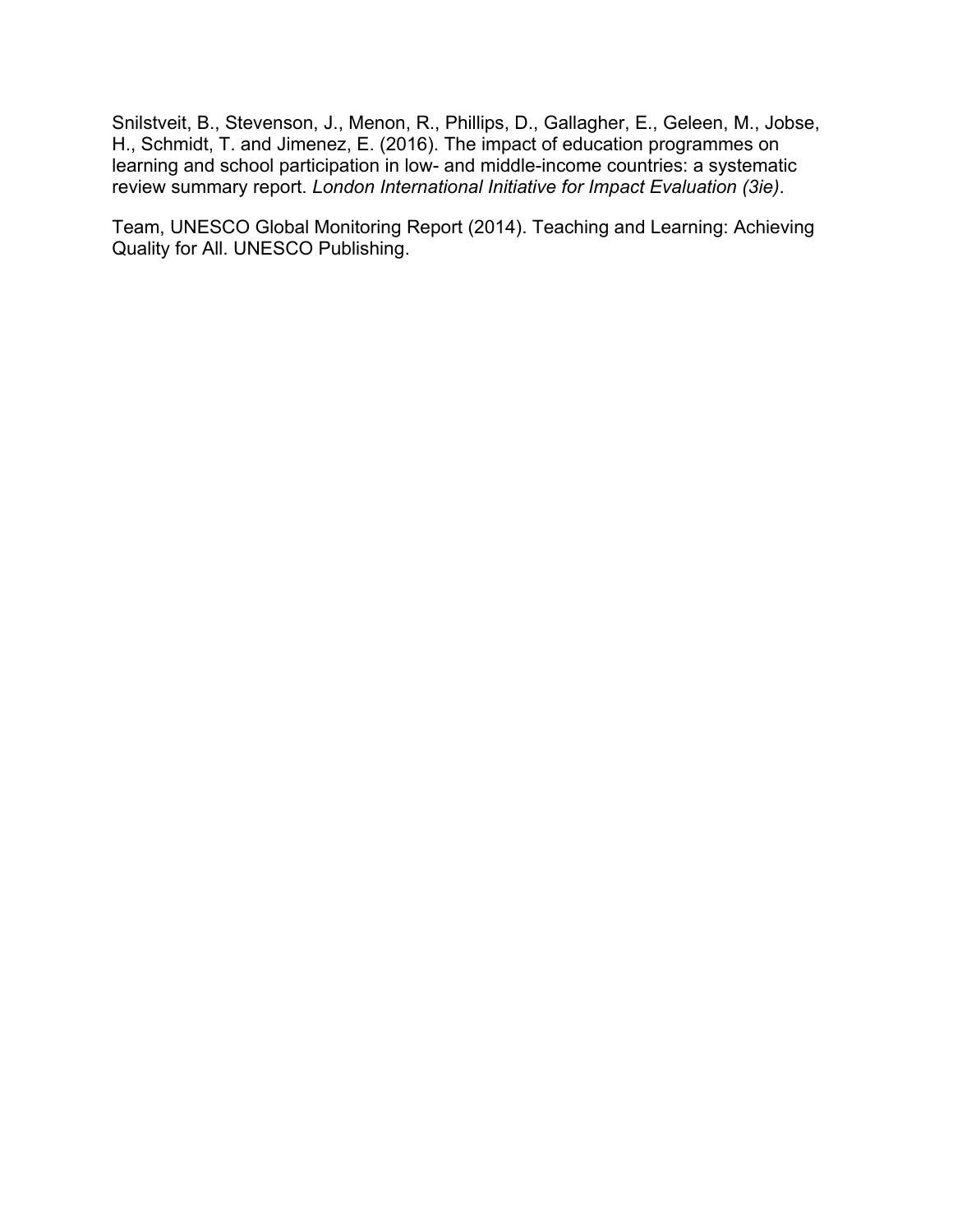Snilstveit, B., Stevenson, J., Menon, R., Phillips, D., Gallagher, E., Geleen, M., Jobse, H., Schmidt, T. and Jimenez, E. (2016). The impact of education programmes on learning and school participation in low- and middle-income countries: a systematic review summary report. *London International Initiative for Impact Evaluation (3ie)*.

Team, UNESCO Global Monitoring Report (2014). Teaching and Learning: Achieving Quality for All. UNESCO Publishing.